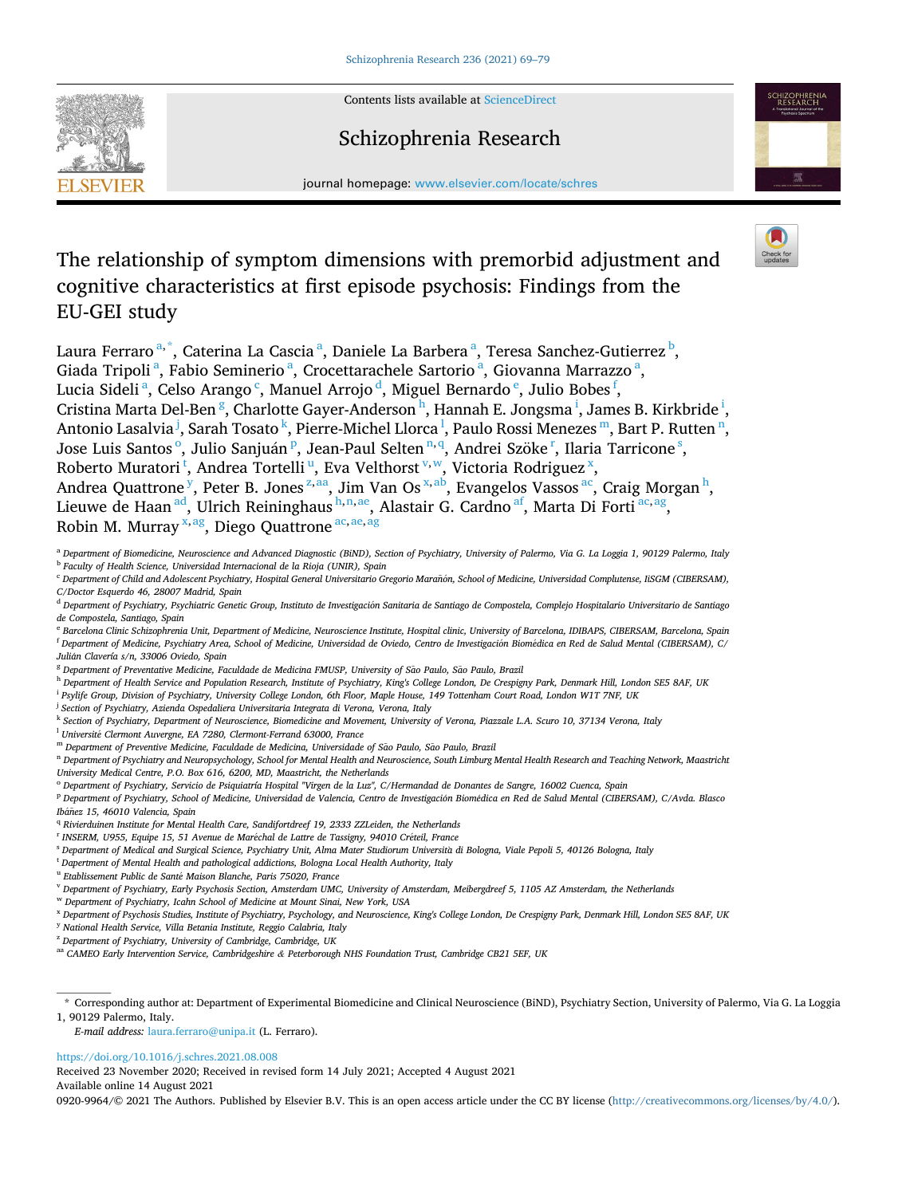Contents lists available at ScienceDirect

Schizophrenia Research

journal homepage: www.elsevier.com/locate/schres

# The relationship of symptom dimensions with premorbid adjustment and cognitive characteristics at first episode psychosis: Findings from the EU-GEI study

Laura Ferraro[a,*], Caterina La Cascia[a], Daniele La Barbera[a], Teresa Sanchez-Gutierrez[b], Giada Tripoli[a], Fabio Seminerio[a], Crocettarachele Sartorio[a], Giovanna Marrazzo[a], Lucia Sideli[a], Celso Arango[c], Manuel Arrojo[d], Miguel Bernardo[e], Julio Bobes[f], Cristina Marta Del-Ben[g], Charlotte Gayer-Anderson[h], Hannah E. Jongsma[i], James B. Kirkbride[i], Antonio Lasalvia[j], Sarah Tosato[k], Pierre-Michel Llorca[l], Paulo Rossi Menezes[m], Bart P. Rutten[n], Jose Luis Santos[o], Julio Sanjuán[p], Jean-Paul Selten[n,q], Andrei Szöke[r], Ilaria Tarricone[s], Roberto Muratori[t], Andrea Tortelli[u], Eva Velthorst[v,w], Victoria Rodriguez[x], Andrea Quattrone[y], Peter B. Jones[z,aa], Jim Van Os[x,ab], Evangelos Vassos[ac], Craig Morgan[h], Lieuwe de Haan[ad], Ulrich Reininghaus[h,n,ae], Alastair G. Cardno[af], Marta Di Forti[ac,ag], Robin M. Murray[x,ag], Diego Quattrone[ac,ae,ag]

[a] Department of Biomedicine, Neuroscience and Advanced Diagnostic (BiND), Section of Psychiatry, University of Palermo, Via G. La Loggia 1, 90129 Palermo, Italy
[b] Faculty of Health Science, Universidad Internacional de la Rioja (UNIR), Spain
[c] Department of Child and Adolescent Psychiatry, Hospital General Universitario Gregorio Marañón, School of Medicine, Universidad Complutense, IiSGM (CIBERSAM), C/Doctor Esquerdo 46, 28007 Madrid, Spain
[d] Department of Psychiatry, Psychiatric Genetic Group, Instituto de Investigación Sanitaria de Santiago de Compostela, Complejo Hospitalario Universitario de Santiago de Compostela, Santiago, Spain
[e] Barcelona Clinic Schizophrenia Unit, Department of Medicine, Neuroscience Institute, Hospital clinic, University of Barcelona, IDIBAPS, CIBERSAM, Barcelona, Spain
[f] Department of Medicine, Psychiatry Area, School of Medicine, Universidad de Oviedo, Centro de Investigación Biomédica en Red de Salud Mental (CIBERSAM), C/ Julián Clavería s/n, 33006 Oviedo, Spain
[g] Department of Preventative Medicine, Faculdade de Medicina FMUSP, University of São Paulo, São Paulo, Brazil
[h] Department of Health Service and Population Research, Institute of Psychiatry, King's College London, De Crespigny Park, Denmark Hill, London SE5 8AF, UK
[i] Psylife Group, Division of Psychiatry, University College London, 6th Floor, Maple House, 149 Tottenham Court Road, London W1T 7NF, UK
[j] Section of Psychiatry, Azienda Ospedaliera Universitaria Integrata di Verona, Verona, Italy
[k] Section of Psychiatry, Department of Neuroscience, Biomedicine and Movement, University of Verona, Piazzale L.A. Scuro 10, 37134 Verona, Italy
[l] Université Clermont Auvergne, EA 7280, Clermont-Ferrand 63000, France
[m] Department of Preventive Medicine, Faculdade de Medicina, Universidade of São Paulo, São Paulo, Brazil
[n] Department of Psychiatry and Neuropsychology, School for Mental Health and Neuroscience, South Limburg Mental Health Research and Teaching Network, Maastricht University Medical Centre, P.O. Box 616, 6200, MD, Maastricht, the Netherlands
[o] Department of Psychiatry, Servicio de Psiquiatría Hospital "Virgen de la Luz", C/Hermandad de Donantes de Sangre, 16002 Cuenca, Spain
[p] Department of Psychiatry, School of Medicine, Universidad de Valencia, Centro de Investigación Biomédica en Red de Salud Mental (CIBERSAM), C/Avda. Blasco Ibáñez 15, 46010 Valencia, Spain
[q] Rivierduinen Institute for Mental Health Care, Sandifortdreef 19, 2333 ZZLeiden, the Netherlands
[r] INSERM, U955, Equipe 15, 51 Avenue de Maréchal de Lattre de Tassigny, 94010 Créteil, France
[s] Department of Medical and Surgical Science, Psychiatry Unit, Alma Mater Studiorum Università di Bologna, Viale Pepoli 5, 40126 Bologna, Italy
[t] Department of Mental Health and pathological addictions, Bologna Local Health Authority, Italy
[u] Etablissement Public de Santé Maison Blanche, Paris 75020, France
[v] Department of Psychiatry, Early Psychosis Section, Amsterdam UMC, University of Amsterdam, Meibergdreef 5, 1105 AZ Amsterdam, the Netherlands
[w] Department of Psychiatry, Icahn School of Medicine at Mount Sinai, New York, USA
[x] Department of Psychosis Studies, Institute of Psychiatry, Psychology, and Neuroscience, King's College London, De Crespigny Park, Denmark Hill, London SE5 8AF, UK
[y] National Health Service, Villa Betania Institute, Reggio Calabria, Italy
[z] Department of Psychiatry, University of Cambridge, Cambridge, UK
[aa] CAMEO Early Intervention Service, Cambridgeshire & Peterborough NHS Foundation Trust, Cambridge CB21 5EF, UK

\* Corresponding author at: Department of Experimental Biomedicine and Clinical Neuroscience (BiND), Psychiatry Section, University of Palermo, Via G. La Loggia 1, 90129 Palermo, Italy.

*E-mail address:* laura.ferraro@unipa.it (L. Ferraro).

https://doi.org/10.1016/j.schres.2021.08.008
Received 23 November 2020; Received in revised form 14 July 2021; Accepted 4 August 2021
Available online 14 August 2021
0920-9964/© 2021 The Authors. Published by Elsevier B.V. This is an open access article under the CC BY license (http://creativecommons.org/licenses/by/4.0/).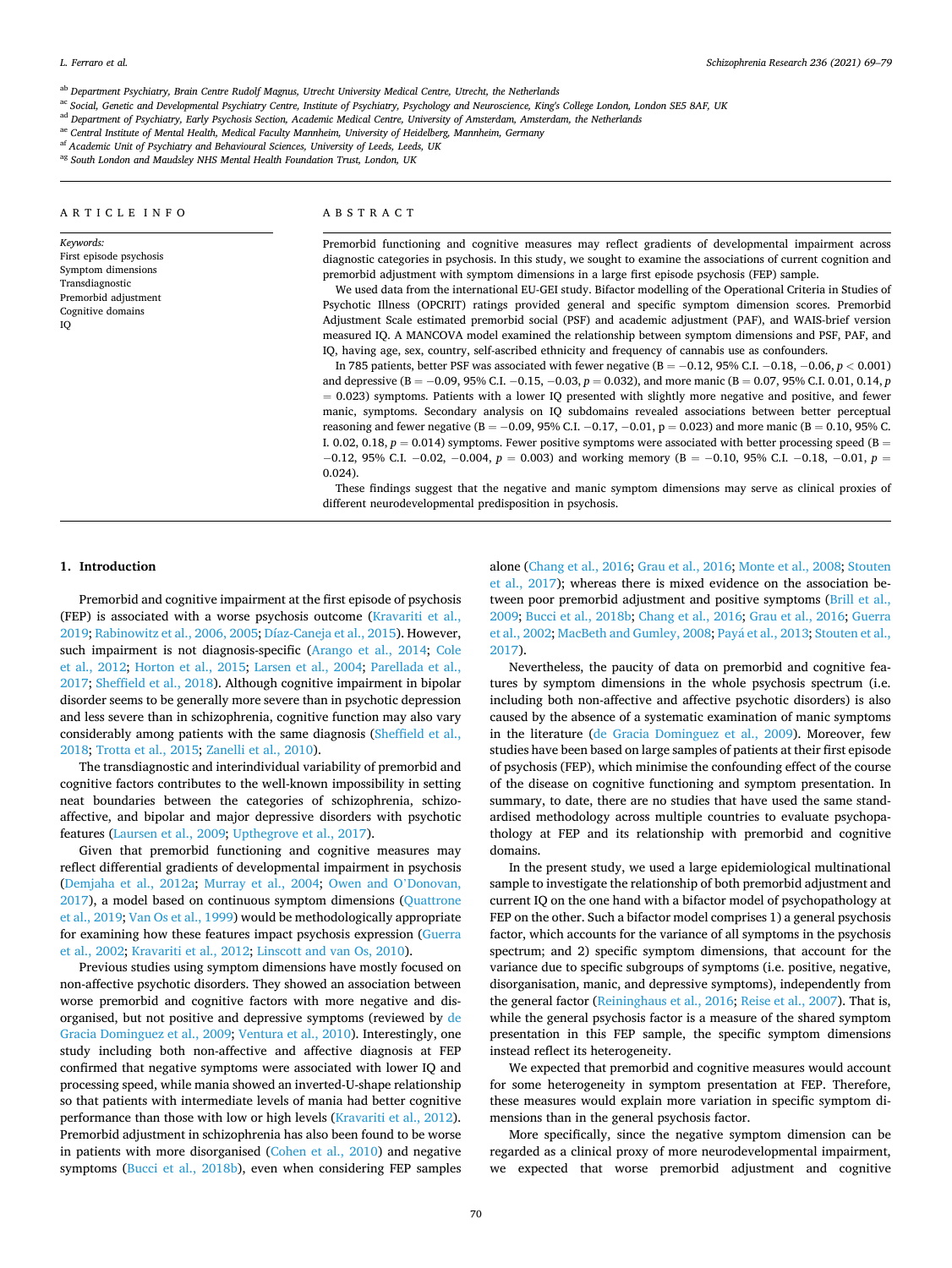[ab] Department Psychiatry, Brain Centre Rudolf Magnus, Utrecht University Medical Centre, Utrecht, the Netherlands
[ac] Social, Genetic and Developmental Psychiatry Centre, Institute of Psychiatry, Psychology and Neuroscience, King's College London, London SE5 8AF, UK
[ad] Department of Psychiatry, Early Psychosis Section, Academic Medical Centre, University of Amsterdam, Amsterdam, the Netherlands
[ae] Central Institute of Mental Health, Medical Faculty Mannheim, University of Heidelberg, Mannheim, Germany
[af] Academic Unit of Psychiatry and Behavioural Sciences, University of Leeds, Leeds, UK
[ag] South London and Maudsley NHS Mental Health Foundation Trust, London, UK

ARTICLE INFO

*Keywords:*
First episode psychosis
Symptom dimensions
Transdiagnostic
Premorbid adjustment
Cognitive domains
IQ

ABSTRACT

Premorbid functioning and cognitive measures may reflect gradients of developmental impairment across diagnostic categories in psychosis. In this study, we sought to examine the associations of current cognition and premorbid adjustment with symptom dimensions in a large first episode psychosis (FEP) sample.

We used data from the international EU-GEI study. Bifactor modelling of the Operational Criteria in Studies of Psychotic Illness (OPCRIT) ratings provided general and specific symptom dimension scores. Premorbid Adjustment Scale estimated premorbid social (PSF) and academic adjustment (PAF), and WAIS-brief version measured IQ. A MANCOVA model examined the relationship between symptom dimensions and PSF, PAF, and IQ, having age, sex, country, self-ascribed ethnicity and frequency of cannabis use as confounders.

In 785 patients, better PSF was associated with fewer negative (B = −0.12, 95% C.I. −0.18, −0.06, $p < 0.001$) and depressive (B = −0.09, 95% C.I. −0.15, −0.03, $p = 0.032$), and more manic (B = 0.07, 95% C.I. 0.01, 0.14, $p = 0.023$) symptoms. Patients with a lower IQ presented with slightly more negative and positive, and fewer manic, symptoms. Secondary analysis on IQ subdomains revealed associations between better perceptual reasoning and fewer negative (B = −0.09, 95% C.I. −0.17, −0.01, p = 0.023) and more manic (B = 0.10, 95% C.I. 0.02, 0.18, $p = 0.014$) symptoms. Fewer positive symptoms were associated with better processing speed (B = −0.12, 95% C.I. −0.02, −0.004, $p = 0.003$) and working memory (B = −0.10, 95% C.I. −0.18, −0.01, $p = 0.024$).

These findings suggest that the negative and manic symptom dimensions may serve as clinical proxies of different neurodevelopmental predisposition in psychosis.

## 1. Introduction

Premorbid and cognitive impairment at the first episode of psychosis (FEP) is associated with a worse psychosis outcome (Kravariti et al., 2019; Rabinowitz et al., 2006, 2005; Díaz-Caneja et al., 2015). However, such impairment is not diagnosis-specific (Arango et al., 2014; Cole et al., 2012; Horton et al., 2015; Larsen et al., 2004; Parellada et al., 2017; Sheffield et al., 2018). Although cognitive impairment in bipolar disorder seems to be generally more severe than in psychotic depression and less severe than in schizophrenia, cognitive function may also vary considerably among patients with the same diagnosis (Sheffield et al., 2018; Trotta et al., 2015; Zanelli et al., 2010).

The transdiagnostic and interindividual variability of premorbid and cognitive factors contributes to the well-known impossibility in setting neat boundaries between the categories of schizophrenia, schizo-affective, and bipolar and major depressive disorders with psychotic features (Laursen et al., 2009; Upthegrove et al., 2017).

Given that premorbid functioning and cognitive measures may reflect differential gradients of developmental impairment in psychosis (Demjaha et al., 2012a; Murray et al., 2004; Owen and O'Donovan, 2017), a model based on continuous symptom dimensions (Quattrone et al., 2019; Van Os et al., 1999) would be methodologically appropriate for examining how these features impact psychosis expression (Guerra et al., 2002; Kravariti et al., 2012; Linscott and van Os, 2010).

Previous studies using symptom dimensions have mostly focused on non-affective psychotic disorders. They showed an association between worse premorbid and cognitive factors with more negative and disorganised, but not positive and depressive symptoms (reviewed by de Gracia Dominguez et al., 2009; Ventura et al., 2010). Interestingly, one study including both non-affective and affective diagnosis at FEP confirmed that negative symptoms were associated with lower IQ and processing speed, while mania showed an inverted-U-shape relationship so that patients with intermediate levels of mania had better cognitive performance than those with low or high levels (Kravariti et al., 2012). Premorbid adjustment in schizophrenia has also been found to be worse in patients with more disorganised (Cohen et al., 2010) and negative symptoms (Bucci et al., 2018b), even when considering FEP samples alone (Chang et al., 2016; Grau et al., 2016; Monte et al., 2008; Stouten et al., 2017); whereas there is mixed evidence on the association between poor premorbid adjustment and positive symptoms (Brill et al., 2009; Bucci et al., 2018b; Chang et al., 2016; Grau et al., 2016; Guerra et al., 2002; MacBeth and Gumley, 2008; Payá et al., 2013; Stouten et al., 2017).

Nevertheless, the paucity of data on premorbid and cognitive features by symptom dimensions in the whole psychosis spectrum (i.e. including both non-affective and affective psychotic disorders) is also caused by the absence of a systematic examination of manic symptoms in the literature (de Gracia Dominguez et al., 2009). Moreover, few studies have been based on large samples of patients at their first episode of psychosis (FEP), which minimise the confounding effect of the course of the disease on cognitive functioning and symptom presentation. In summary, to date, there are no studies that have used the same standardised methodology across multiple countries to evaluate psychopathology at FEP and its relationship with premorbid and cognitive domains.

In the present study, we used a large epidemiological multinational sample to investigate the relationship of both premorbid adjustment and current IQ on the one hand with a bifactor model of psychopathology at FEP on the other. Such a bifactor model comprises 1) a general psychosis factor, which accounts for the variance of all symptoms in the psychosis spectrum; and 2) specific symptom dimensions, that account for the variance due to specific subgroups of symptoms (i.e. positive, negative, disorganisation, manic, and depressive symptoms), independently from the general factor (Reininghaus et al., 2016; Reise et al., 2007). That is, while the general psychosis factor is a measure of the shared symptom presentation in this FEP sample, the specific symptom dimensions instead reflect its heterogeneity.

We expected that premorbid and cognitive measures would account for some heterogeneity in symptom presentation at FEP. Therefore, these measures would explain more variation in specific symptom dimensions than in the general psychosis factor.

More specifically, since the negative symptom dimension can be regarded as a clinical proxy of more neurodevelopmental impairment, we expected that worse premorbid adjustment and cognitive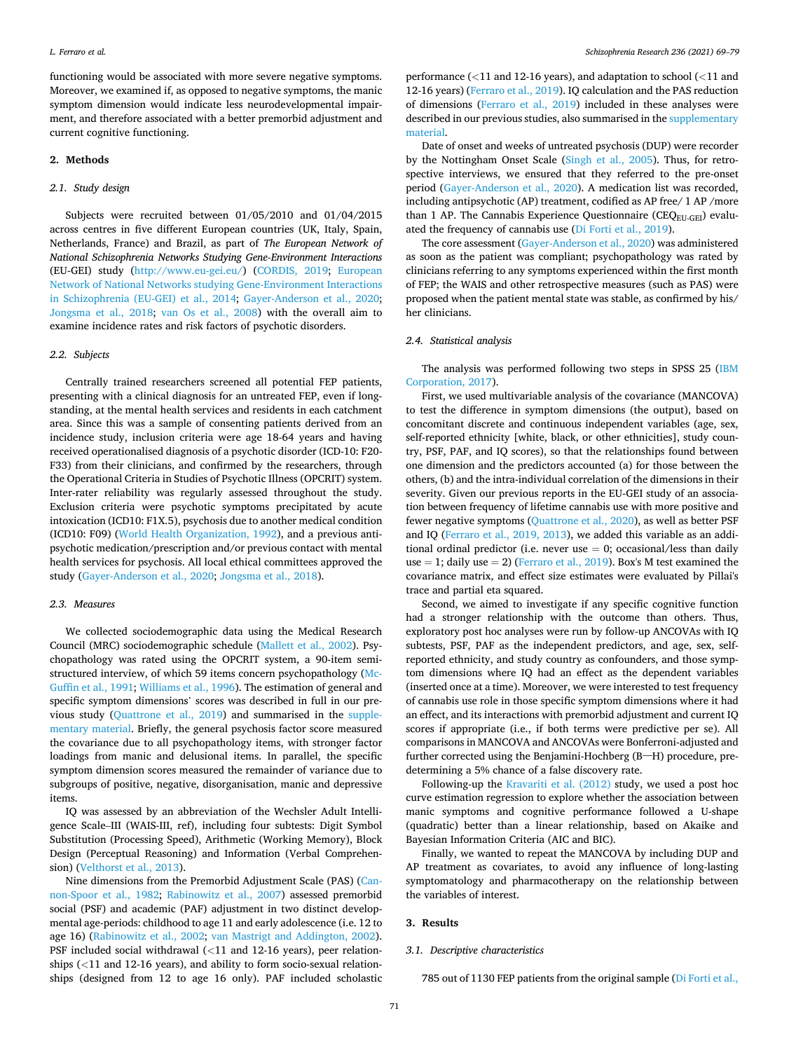functioning would be associated with more severe negative symptoms. Moreover, we examined if, as opposed to negative symptoms, the manic symptom dimension would indicate less neurodevelopmental impairment, and therefore associated with a better premorbid adjustment and current cognitive functioning.

## 2. Methods

### 2.1. Study design

Subjects were recruited between 01/05/2010 and 01/04/2015 across centres in five different European countries (UK, Italy, Spain, Netherlands, France) and Brazil, as part of *The European Network of National Schizophrenia Networks Studying Gene-Environment Interactions* (EU-GEI) study (http://www.eu-gei.eu/) (CORDIS, 2019; European Network of National Networks studying Gene-Environment Interactions in Schizophrenia (EU-GEI) et al., 2014; Gayer-Anderson et al., 2020; Jongsma et al., 2018; van Os et al., 2008) with the overall aim to examine incidence rates and risk factors of psychotic disorders.

### 2.2. Subjects

Centrally trained researchers screened all potential FEP patients, presenting with a clinical diagnosis for an untreated FEP, even if long-standing, at the mental health services and residents in each catchment area. Since this was a sample of consenting patients derived from an incidence study, inclusion criteria were age 18-64 years and having received operationalised diagnosis of a psychotic disorder (ICD-10: F20-F33) from their clinicians, and confirmed by the researchers, through the Operational Criteria in Studies of Psychotic Illness (OPCRIT) system. Inter-rater reliability was regularly assessed throughout the study. Exclusion criteria were psychotic symptoms precipitated by acute intoxication (ICD10: F1X.5), psychosis due to another medical condition (ICD10: F09) (World Health Organization, 1992), and a previous antipsychotic medication/prescription and/or previous contact with mental health services for psychosis. All local ethical committees approved the study (Gayer-Anderson et al., 2020; Jongsma et al., 2018).

### 2.3. Measures

We collected sociodemographic data using the Medical Research Council (MRC) sociodemographic schedule (Mallett et al., 2002). Psychopathology was rated using the OPCRIT system, a 90-item semi-structured interview, of which 59 items concern psychopathology (McGuffin et al., 1991; Williams et al., 1996). The estimation of general and specific symptom dimensions' scores was described in full in our previous study (Quattrone et al., 2019) and summarised in the supplementary material. Briefly, the general psychosis factor score measured the covariance due to all psychopathology items, with stronger factor loadings from manic and delusional items. In parallel, the specific symptom dimension scores measured the remainder of variance due to subgroups of positive, negative, disorganisation, manic and depressive items.

IQ was assessed by an abbreviation of the Wechsler Adult Intelligence Scale–III (WAIS-III, ref), including four subtests: Digit Symbol Substitution (Processing Speed), Arithmetic (Working Memory), Block Design (Perceptual Reasoning) and Information (Verbal Comprehension) (Velthorst et al., 2013).

Nine dimensions from the Premorbid Adjustment Scale (PAS) (Cannon-Spoor et al., 1982; Rabinowitz et al., 2007) assessed premorbid social (PSF) and academic (PAF) adjustment in two distinct developmental age-periods: childhood to age 11 and early adolescence (i.e. 12 to age 16) (Rabinowitz et al., 2002; van Mastrigt and Addington, 2002). PSF included social withdrawal (<11 and 12-16 years), peer relationships (<11 and 12-16 years), and ability to form socio-sexual relationships (designed from 12 to age 16 only). PAF included scholastic performance (<11 and 12-16 years), and adaptation to school (<11 and 12-16 years) (Ferraro et al., 2019). IQ calculation and the PAS reduction of dimensions (Ferraro et al., 2019) included in these analyses were described in our previous studies, also summarised in the supplementary material.

Date of onset and weeks of untreated psychosis (DUP) were recorder by the Nottingham Onset Scale (Singh et al., 2005). Thus, for retrospective interviews, we ensured that they referred to the pre-onset period (Gayer-Anderson et al., 2020). A medication list was recorded, including antipsychotic (AP) treatment, codified as AP free/ 1 AP /more than 1 AP. The Cannabis Experience Questionnaire ($CEQ_{EU\text{-}GEI}$) evaluated the frequency of cannabis use (Di Forti et al., 2019).

The core assessment (Gayer-Anderson et al., 2020) was administered as soon as the patient was compliant; psychopathology was rated by clinicians referring to any symptoms experienced within the first month of FEP; the WAIS and other retrospective measures (such as PAS) were proposed when the patient mental state was stable, as confirmed by his/her clinicians.

### 2.4. Statistical analysis

The analysis was performed following two steps in SPSS 25 (IBM Corporation, 2017).

First, we used multivariable analysis of the covariance (MANCOVA) to test the difference in symptom dimensions (the output), based on concomitant discrete and continuous independent variables (age, sex, self-reported ethnicity [white, black, or other ethnicities], study country, PSF, PAF, and IQ scores), so that the relationships found between one dimension and the predictors accounted (a) for those between the others, (b) and the intra-individual correlation of the dimensions in their severity. Given our previous reports in the EU-GEI study of an association between frequency of lifetime cannabis use with more positive and fewer negative symptoms (Quattrone et al., 2020), as well as better PSF and IQ (Ferraro et al., 2019, 2013), we added this variable as an additional ordinal predictor (i.e. never use = 0; occasional/less than daily use = 1; daily use = 2) (Ferraro et al., 2019). Box's M test examined the covariance matrix, and effect size estimates were evaluated by Pillai's trace and partial eta squared.

Second, we aimed to investigate if any specific cognitive function had a stronger relationship with the outcome than others. Thus, exploratory post hoc analyses were run by follow-up ANCOVAs with IQ subtests, PSF, PAF as the independent predictors, and age, sex, self-reported ethnicity, and study country as confounders, and those symptom dimensions where IQ had an effect as the dependent variables (inserted once at a time). Moreover, we were interested to test frequency of cannabis use role in those specific symptom dimensions where it had an effect, and its interactions with premorbid adjustment and current IQ scores if appropriate (i.e., if both terms were predictive per se). All comparisons in MANCOVA and ANCOVAs were Bonferroni-adjusted and further corrected using the Benjamini-Hochberg (B—H) procedure, predetermining a 5% chance of a false discovery rate.

Following-up the Kravariti et al. (2012) study, we used a post hoc curve estimation regression to explore whether the association between manic symptoms and cognitive performance followed a U-shape (quadratic) better than a linear relationship, based on Akaike and Bayesian Information Criteria (AIC and BIC).

Finally, we wanted to repeat the MANCOVA by including DUP and AP treatment as covariates, to avoid any influence of long-lasting symptomatology and pharmacotherapy on the relationship between the variables of interest.

## 3. Results

### 3.1. Descriptive characteristics

785 out of 1130 FEP patients from the original sample (Di Forti et al.,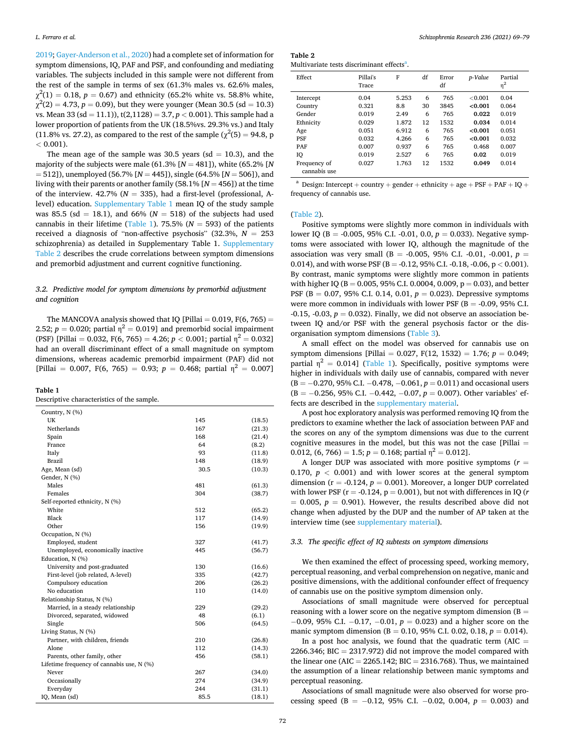2019; Gayer-Anderson et al., 2020) had a complete set of information for symptom dimensions, IQ, PAF and PSF, and confounding and mediating variables. The subjects included in this sample were not different from the rest of the sample in terms of sex (61.3% males vs. 62.6% males, $\chi^2(1) = 0.18$, $p = 0.67$) and ethnicity (65.2% white vs. 58.8% white, $\chi^2(2) = 4.73$, $p = 0.09$), but they were younger (Mean 30.5 (sd = 10.3) vs. Mean 33 (sd = 11.1)), $t(2,1128) = 3.7$, $p < 0.001$). This sample had a lower proportion of patients from the UK (18.5%vs. 29.3% vs.) and Italy (11.8% vs. 27.2), as compared to the rest of the sample ($\chi^2(5) = 94.8$, $p < 0.001$).

The mean age of the sample was 30.5 years (sd = 10.3), and the majority of the subjects were male (61.3% [*N* = 481]), white (65.2% [*N* = 512]), unemployed (56.7% [*N* = 445]), single (64.5% [*N* = 506]), and living with their parents or another family (58.1% [*N* = 456]) at the time of the interview. 42.7% (*N* = 335), had a first-level (professional, A-level) education. Supplementary Table 1 mean IQ of the study sample was 85.5 (sd = 18.1), and 66% (*N* = 518) of the subjects had used cannabis in their lifetime (Table 1). 75.5% (*N* = 593) of the patients received a diagnosis of "non-affective psychosis" (32.3%, *N* = 253 schizophrenia) as detailed in Supplementary Table 1. Supplementary Table 2 describes the crude correlations between symptom dimensions and premorbid adjustment and current cognitive functioning.

### 3.2. Predictive model for symptom dimensions by premorbid adjustment and cognition

The MANCOVA analysis showed that IQ [Pillai = 0.019, $F(6, 765) = 2.52$; $p = 0.020$; partial $\eta^2 = 0.019$] and premorbid social impairment (PSF) [Pillai = 0.032, $F(6, 765) = 4.26$; $p < 0.001$; partial $\eta^2 = 0.032$] had an overall discriminant effect of a small magnitude on symptom dimensions, whereas academic premorbid impairment (PAF) did not [Pillai = 0.007, $F(6, 765) = 0.93$; $p = 0.468$; partial $\eta^2 = 0.007$]

**Table 1**
Descriptive characteristics of the sample.

| | | |
|---|---|---|
| Country, N (%) | | |
| UK | 145 | (18.5) |
| Netherlands | 167 | (21.3) |
| Spain | 168 | (21.4) |
| France | 64 | (8.2) |
| Italy | 93 | (11.8) |
| Brazil | 148 | (18.9) |
| Age, Mean (sd) | 30.5 | (10.3) |
| Gender, N (%) | | |
| Males | 481 | (61.3) |
| Females | 304 | (38.7) |
| Self-reported ethnicity, N (%) | | |
| White | 512 | (65.2) |
| Black | 117 | (14.9) |
| Other | 156 | (19.9) |
| Occupation, N (%) | | |
| Employed, student | 327 | (41.7) |
| Unemployed, economically inactive | 445 | (56.7) |
| Education, N (%) | | |
| University and post-graduated | 130 | (16.6) |
| First-level (job related, A-level) | 335 | (42.7) |
| Compulsory education | 206 | (26.2) |
| No education | 110 | (14.0) |
| Relationship Status, N (%) | | |
| Married, in a steady relationship | 229 | (29.2) |
| Divorced, separated, widowed | 48 | (6.1) |
| Single | 506 | (64.5) |
| Living Status, N (%) | | |
| Partner, with children, friends | 210 | (26.8) |
| Alone | 112 | (14.3) |
| Parents, other family, other | 456 | (58.1) |
| Lifetime frequency of cannabis use, N (%) | | |
| Never | 267 | (34.0) |
| Occasionally | 274 | (34.9) |
| Everyday | 244 | (31.1) |
| IQ, Mean (sd) | 85.5 | (18.1) |

**Table 2**
Multivariate tests discriminant effects[a].

| Effect | Pillai's Trace | F | df | Error df | *p*-Value | Partial $\eta^2$ |
|---|---|---|---|---|---|---|
| Intercept | 0.04 | 5.253 | 6 | 765 | <0.001 | 0.04 |
| Country | 0.321 | 8.8 | 30 | 3845 | **<0.001** | 0.064 |
| Gender | 0.019 | 2.49 | 6 | 765 | **0.022** | 0.019 |
| Ethnicity | 0.029 | 1.872 | 12 | 1532 | **0.034** | 0.014 |
| Age | 0.051 | 6.912 | 6 | 765 | **<0.001** | 0.051 |
| PSF | 0.032 | 4.266 | 6 | 765 | **<0.001** | 0.032 |
| PAF | 0.007 | 0.937 | 6 | 765 | 0.468 | 0.007 |
| IQ | 0.019 | 2.527 | 6 | 765 | **0.02** | 0.019 |
| Frequency of cannabis use | 0.027 | 1.763 | 12 | 1532 | **0.049** | 0.014 |

[a] Design: Intercept + country + gender + ethnicity + age + PSF + PAF + IQ + frequency of cannabis use.

(Table 2).

Positive symptoms were slightly more common in individuals with lower IQ (B = -0.005, 95% C.I. -0.01, 0.0, $p = 0.033$). Negative symptoms were associated with lower IQ, although the magnitude of the association was very small (B = -0.005, 95% C.I. -0.01, -0.001, $p = 0.014$), and with worse PSF (B = -0.12, 95% C.I. -0.18, -0.06, $p < 0.001$). By contrast, manic symptoms were slightly more common in patients with higher IQ (B = 0.005, 95% C.I. 0.0004, 0.009, $p = 0.03$), and better PSF (B = 0.07, 95% C.I. 0.14, 0.01, $p = 0.023$). Depressive symptoms were more common in individuals with lower PSF (B = -0.09, 95% C.I. -0.15, -0.03, $p = 0.032$). Finally, we did not observe an association between IQ and/or PSF with the general psychosis factor or the disorganisation symptom dimensions (Table 3).

A small effect on the model was observed for cannabis use on symptom dimensions [Pillai = 0.027, $F(12, 1532) = 1.76$; $p = 0.049$; partial $\eta^2 = 0.014$] (Table 1). Specifically, positive symptoms were higher in individuals with daily use of cannabis, compared with never (B = −0.270, 95% C.I. −0.478, −0.061, $p = 0.011$) and occasional users (B = −0.256, 95% C.I. −0.442, −0.07, $p = 0.007$). Other variables' effects are described in the supplementary material.

A post hoc exploratory analysis was performed removing IQ from the predictors to examine whether the lack of association between PAF and the scores on any of the symptom dimensions was due to the current cognitive measures in the model, but this was not the case [Pillai = 0.012, (6, 765) = 1.5; $p = 0.168$; partial $\eta^2 = 0.012$].

A longer DUP was associated with more positive symptoms ($r = 0.170$, $p < 0.001$) and with lower scores at the general symptom dimension ($r = -0.124$, $p = 0.001$). Moreover, a longer DUP correlated with lower PSF ($r = -0.124$, $p = 0.001$), but not with differences in IQ ($r = 0.005$, $p = 0.901$). However, the results described above did not change when adjusted by the DUP and the number of AP taken at the interview time (see supplementary material).

### 3.3. The specific effect of IQ subtests on symptom dimensions

We then examined the effect of processing speed, working memory, perceptual reasoning, and verbal comprehension on negative, manic and positive dimensions, with the additional confounder effect of frequency of cannabis use on the positive symptom dimension only.

Associations of small magnitude were observed for perceptual reasoning with a lower score on the negative symptom dimension (B = −0.09, 95% C.I. −0.17, −0.01, $p = 0.023$) and a higher score on the manic symptom dimension (B = 0.10, 95% C.I. 0.02, 0.18, $p = 0.014$).

In a post hoc analysis, we found that the quadratic term (AIC = 2266.346; BIC = 2317.972) did not improve the model compared with the linear one (AIC = 2265.142; BIC = 2316.768). Thus, we maintained the assumption of a linear relationship between manic symptoms and perceptual reasoning.

Associations of small magnitude were also observed for worse processing speed (B = −0.12, 95% C.I. −0.02, 0.004, $p = 0.003$) and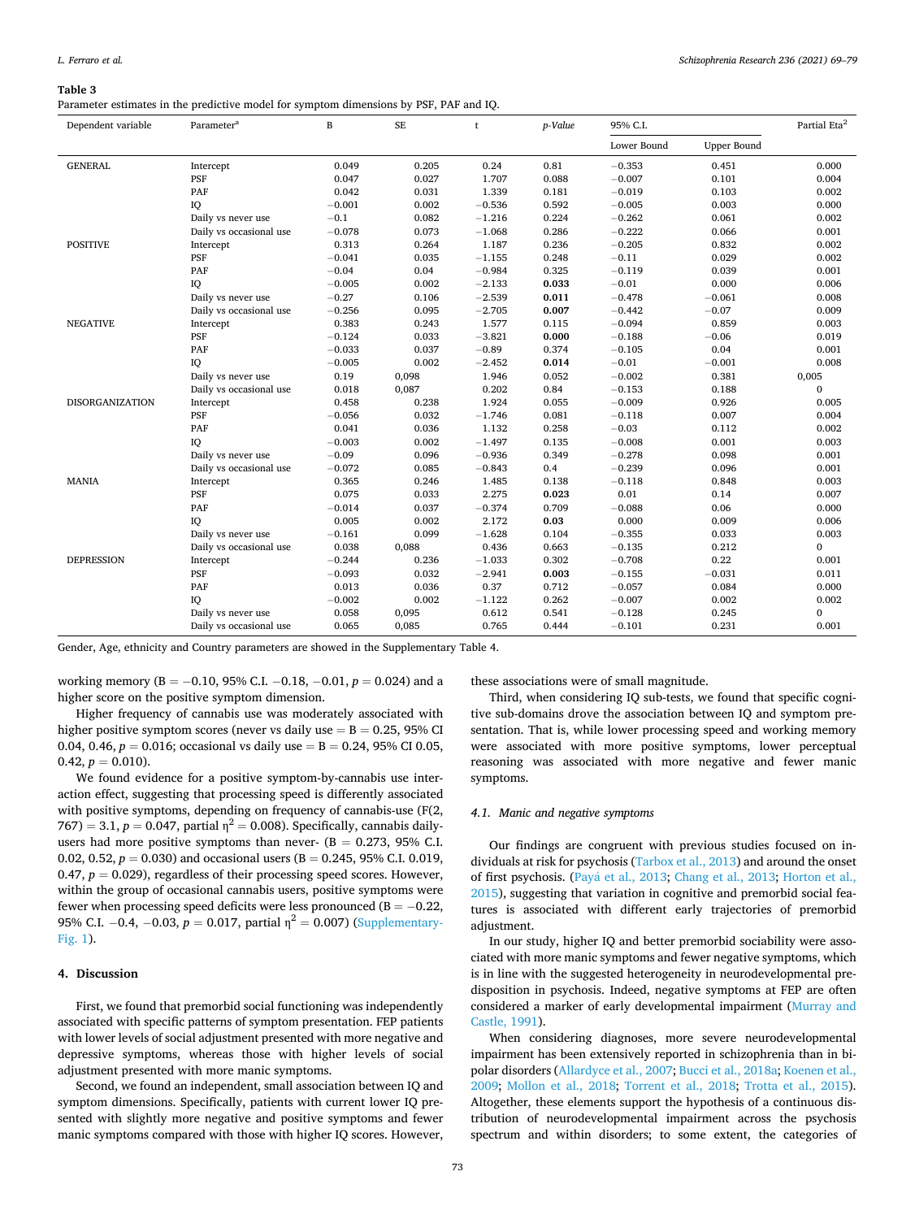**Table 3**
Parameter estimates in the predictive model for symptom dimensions by PSF, PAF and IQ.

| Dependent variable | Parameter[a] | B | SE | t | *p-Value* | 95% C.I. | | Partial Eta[2] |
|---|---|---|---|---|---|---|---|---|
| | | | | | | Lower Bound | Upper Bound | |
| GENERAL | Intercept | 0.049 | 0.205 | 0.24 | 0.81 | −0.353 | 0.451 | 0.000 |
| | PSF | 0.047 | 0.027 | 1.707 | 0.088 | −0.007 | 0.101 | 0.004 |
| | PAF | 0.042 | 0.031 | 1.339 | 0.181 | −0.019 | 0.103 | 0.002 |
| | IQ | −0.001 | 0.002 | −0.536 | 0.592 | −0.005 | 0.003 | 0.000 |
| | Daily vs never use | −0.1 | 0.082 | −1.216 | 0.224 | −0.262 | 0.061 | 0.002 |
| | Daily vs occasional use | −0.078 | 0.073 | −1.068 | 0.286 | −0.222 | 0.066 | 0.001 |
| POSITIVE | Intercept | 0.313 | 0.264 | 1.187 | 0.236 | −0.205 | 0.832 | 0.002 |
| | PSF | −0.041 | 0.035 | −1.155 | 0.248 | −0.11 | 0.029 | 0.002 |
| | PAF | −0.04 | 0.04 | −0.984 | 0.325 | −0.119 | 0.039 | 0.001 |
| | IQ | −0.005 | 0.002 | −2.133 | **0.033** | −0.01 | 0.000 | 0.006 |
| | Daily vs never use | −0.27 | 0.106 | −2.539 | **0.011** | −0.478 | −0.061 | 0.008 |
| | Daily vs occasional use | −0.256 | 0.095 | −2.705 | **0.007** | −0.442 | −0.07 | 0.009 |
| NEGATIVE | Intercept | 0.383 | 0.243 | 1.577 | 0.115 | −0.094 | 0.859 | 0.003 |
| | PSF | −0.124 | 0.033 | −3.821 | **0.000** | −0.188 | −0.06 | 0.019 |
| | PAF | −0.033 | 0.037 | −0.89 | 0.374 | −0.105 | 0.04 | 0.001 |
| | IQ | −0.005 | 0.002 | −2.452 | **0.014** | −0.01 | −0.001 | 0.008 |
| | Daily vs never use | 0.19 | 0,098 | 1.946 | 0.052 | −0.002 | 0.381 | 0,005 |
| | Daily vs occasional use | 0.018 | 0,087 | 0.202 | 0.84 | −0.153 | 0.188 | 0 |
| DISORGANIZATION | Intercept | 0.458 | 0.238 | 1.924 | 0.055 | −0.009 | 0.926 | 0.005 |
| | PSF | −0.056 | 0.032 | −1.746 | 0.081 | −0.118 | 0.007 | 0.004 |
| | PAF | 0.041 | 0.036 | 1.132 | 0.258 | −0.03 | 0.112 | 0.002 |
| | IQ | −0.003 | 0.002 | −1.497 | 0.135 | −0.008 | 0.001 | 0.003 |
| | Daily vs never use | −0.09 | 0.096 | −0.936 | 0.349 | −0.278 | 0.098 | 0.001 |
| | Daily vs occasional use | −0.072 | 0.085 | −0.843 | 0.4 | −0.239 | 0.096 | 0.001 |
| MANIA | Intercept | 0.365 | 0.246 | 1.485 | 0.138 | −0.118 | 0.848 | 0.003 |
| | PSF | 0.075 | 0.033 | 2.275 | **0.023** | 0.01 | 0.14 | 0.007 |
| | PAF | −0.014 | 0.037 | −0.374 | 0.709 | −0.088 | 0.06 | 0.000 |
| | IQ | 0.005 | 0.002 | 2.172 | **0.03** | 0.000 | 0.009 | 0.006 |
| | Daily vs never use | −0.161 | 0.099 | −1.628 | 0.104 | −0.355 | 0.033 | 0.003 |
| | Daily vs occasional use | 0.038 | 0,088 | 0.436 | 0.663 | −0.135 | 0.212 | 0 |
| DEPRESSION | Intercept | −0.244 | 0.236 | −1.033 | 0.302 | −0.708 | 0.22 | 0.001 |
| | PSF | −0.093 | 0.032 | −2.941 | **0.003** | −0.155 | −0.031 | 0.011 |
| | PAF | 0.013 | 0.036 | 0.37 | 0.712 | −0.057 | 0.084 | 0.000 |
| | IQ | −0.002 | 0.002 | −1.122 | 0.262 | −0.007 | 0.002 | 0.002 |
| | Daily vs never use | 0.058 | 0,095 | 0.612 | 0.541 | −0.128 | 0.245 | 0 |
| | Daily vs occasional use | 0.065 | 0,085 | 0.765 | 0.444 | −0.101 | 0.231 | 0.001 |

Gender, Age, ethnicity and Country parameters are showed in the Supplementary Table 4.

working memory (B = −0.10, 95% C.I. −0.18, −0.01, $p = 0.024$) and a higher score on the positive symptom dimension.

Higher frequency of cannabis use was moderately associated with higher positive symptom scores (never vs daily use = B = 0.25, 95% CI 0.04, 0.46, $p = 0.016$; occasional vs daily use = B = 0.24, 95% CI 0.05, 0.42, $p = 0.010$).

We found evidence for a positive symptom-by-cannabis use interaction effect, suggesting that processing speed is differently associated with positive symptoms, depending on frequency of cannabis-use ($F(2, 767) = 3.1$, $p = 0.047$, partial $\eta^2 = 0.008$). Specifically, cannabis daily-users had more positive symptoms than never- (B = 0.273, 95% C.I. 0.02, 0.52, $p = 0.030$) and occasional users (B = 0.245, 95% C.I. 0.019, 0.47, $p = 0.029$), regardless of their processing speed scores. However, within the group of occasional cannabis users, positive symptoms were fewer when processing speed deficits were less pronounced (B = −0.22, 95% C.I. −0.4, −0.03, $p = 0.017$, partial $\eta^2 = 0.007$) (Supplementary-Fig. 1).

## 4. Discussion

First, we found that premorbid social functioning was independently associated with specific patterns of symptom presentation. FEP patients with lower levels of social adjustment presented with more negative and depressive symptoms, whereas those with higher levels of social adjustment presented with more manic symptoms.

Second, we found an independent, small association between IQ and symptom dimensions. Specifically, patients with current lower IQ presented with slightly more negative and positive symptoms and fewer manic symptoms compared with those with higher IQ scores. However, these associations were of small magnitude.

Third, when considering IQ sub-tests, we found that specific cognitive sub-domains drove the association between IQ and symptom presentation. That is, while lower processing speed and working memory were associated with more positive symptoms, lower perceptual reasoning was associated with more negative and fewer manic symptoms.

### 4.1. Manic and negative symptoms

Our findings are congruent with previous studies focused on individuals at risk for psychosis (Tarbox et al., 2013) and around the onset of first psychosis. (Payá et al., 2013; Chang et al., 2013; Horton et al., 2015), suggesting that variation in cognitive and premorbid social features is associated with different early trajectories of premorbid adjustment.

In our study, higher IQ and better premorbid sociability were associated with more manic symptoms and fewer negative symptoms, which is in line with the suggested heterogeneity in neurodevelopmental predisposition in psychosis. Indeed, negative symptoms at FEP are often considered a marker of early developmental impairment (Murray and Castle, 1991).

When considering diagnoses, more severe neurodevelopmental impairment has been extensively reported in schizophrenia than in bipolar disorders (Allardyce et al., 2007; Bucci et al., 2018a; Koenen et al., 2009; Mollon et al., 2018; Torrent et al., 2018; Trotta et al., 2015). Altogether, these elements support the hypothesis of a continuous distribution of neurodevelopmental impairment across the psychosis spectrum and within disorders; to some extent, the categories of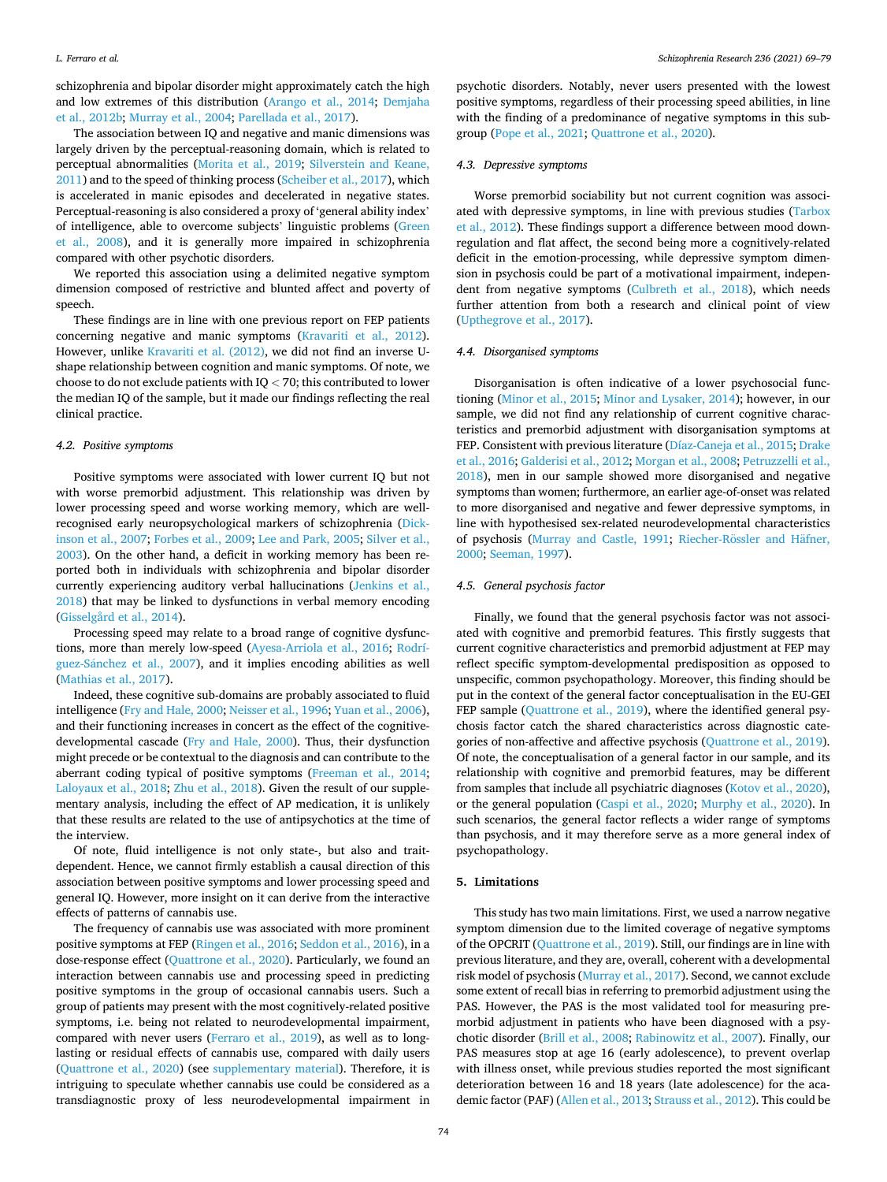schizophrenia and bipolar disorder might approximately catch the high and low extremes of this distribution (Arango et al., 2014; Demjaha et al., 2012b; Murray et al., 2004; Parellada et al., 2017).

The association between IQ and negative and manic dimensions was largely driven by the perceptual-reasoning domain, which is related to perceptual abnormalities (Morita et al., 2019; Silverstein and Keane, 2011) and to the speed of thinking process (Scheiber et al., 2017), which is accelerated in manic episodes and decelerated in negative states. Perceptual-reasoning is also considered a proxy of 'general ability index' of intelligence, able to overcome subjects' linguistic problems (Green et al., 2008), and it is generally more impaired in schizophrenia compared with other psychotic disorders.

We reported this association using a delimited negative symptom dimension composed of restrictive and blunted affect and poverty of speech.

These findings are in line with one previous report on FEP patients concerning negative and manic symptoms (Kravariti et al., 2012). However, unlike Kravariti et al. (2012), we did not find an inverse U-shape relationship between cognition and manic symptoms. Of note, we choose to do not exclude patients with IQ < 70; this contributed to lower the median IQ of the sample, but it made our findings reflecting the real clinical practice.

### 4.2. Positive symptoms

Positive symptoms were associated with lower current IQ but not with worse premorbid adjustment. This relationship was driven by lower processing speed and worse working memory, which are well-recognised early neuropsychological markers of schizophrenia (Dickinson et al., 2007; Forbes et al., 2009; Lee and Park, 2005; Silver et al., 2003). On the other hand, a deficit in working memory has been reported both in individuals with schizophrenia and bipolar disorder currently experiencing auditory verbal hallucinations (Jenkins et al., 2018) that may be linked to dysfunctions in verbal memory encoding (Gisselgård et al., 2014).

Processing speed may relate to a broad range of cognitive dysfunctions, more than merely low-speed (Ayesa-Arriola et al., 2016; Rodríguez-Sánchez et al., 2007), and it implies encoding abilities as well (Mathias et al., 2017).

Indeed, these cognitive sub-domains are probably associated to fluid intelligence (Fry and Hale, 2000; Neisser et al., 1996; Yuan et al., 2006), and their functioning increases in concert as the effect of the cognitive-developmental cascade (Fry and Hale, 2000). Thus, their dysfunction might precede or be contextual to the diagnosis and can contribute to the aberrant coding typical of positive symptoms (Freeman et al., 2014; Laloyaux et al., 2018; Zhu et al., 2018). Given the result of our supplementary analysis, including the effect of AP medication, it is unlikely that these results are related to the use of antipsychotics at the time of the interview.

Of note, fluid intelligence is not only state-, but also and trait-dependent. Hence, we cannot firmly establish a causal direction of this association between positive symptoms and lower processing speed and general IQ. However, more insight on it can derive from the interactive effects of patterns of cannabis use.

The frequency of cannabis use was associated with more prominent positive symptoms at FEP (Ringen et al., 2016; Seddon et al., 2016), in a dose-response effect (Quattrone et al., 2020). Particularly, we found an interaction between cannabis use and processing speed in predicting positive symptoms in the group of occasional cannabis users. Such a group of patients may present with the most cognitively-related positive symptoms, i.e. being not related to neurodevelopmental impairment, compared with never users (Ferraro et al., 2019), as well as to long-lasting or residual effects of cannabis use, compared with daily users (Quattrone et al., 2020) (see supplementary material). Therefore, it is intriguing to speculate whether cannabis use could be considered as a transdiagnostic proxy of less neurodevelopmental impairment in psychotic disorders. Notably, never users presented with the lowest positive symptoms, regardless of their processing speed abilities, in line with the finding of a predominance of negative symptoms in this subgroup (Pope et al., 2021; Quattrone et al., 2020).

### 4.3. Depressive symptoms

Worse premorbid sociability but not current cognition was associated with depressive symptoms, in line with previous studies (Tarbox et al., 2012). These findings support a difference between mood down-regulation and flat affect, the second being more a cognitively-related deficit in the emotion-processing, while depressive symptom dimension in psychosis could be part of a motivational impairment, independent from negative symptoms (Culbreth et al., 2018), which needs further attention from both a research and clinical point of view (Upthegrove et al., 2017).

### 4.4. Disorganised symptoms

Disorganisation is often indicative of a lower psychosocial functioning (Minor et al., 2015; Minor and Lysaker, 2014); however, in our sample, we did not find any relationship of current cognitive characteristics and premorbid adjustment with disorganisation symptoms at FEP. Consistent with previous literature (Díaz-Caneja et al., 2015; Drake et al., 2016; Galderisi et al., 2012; Morgan et al., 2008; Petruzzelli et al., 2018), men in our sample showed more disorganised and negative symptoms than women; furthermore, an earlier age-of-onset was related to more disorganised and negative and fewer depressive symptoms, in line with hypothesised sex-related neurodevelopmental characteristics of psychosis (Murray and Castle, 1991; Riecher-Rössler and Häfner, 2000; Seeman, 1997).

### 4.5. General psychosis factor

Finally, we found that the general psychosis factor was not associated with cognitive and premorbid features. This firstly suggests that current cognitive characteristics and premorbid adjustment at FEP may reflect specific symptom-developmental predisposition as opposed to unspecific, common psychopathology. Moreover, this finding should be put in the context of the general factor conceptualisation in the EU-GEI FEP sample (Quattrone et al., 2019), where the identified general psychosis factor catch the shared characteristics across diagnostic categories of non-affective and affective psychosis (Quattrone et al., 2019). Of note, the conceptualisation of a general factor in our sample, and its relationship with cognitive and premorbid features, may be different from samples that include all psychiatric diagnoses (Kotov et al., 2020), or the general population (Caspi et al., 2020; Murphy et al., 2020). In such scenarios, the general factor reflects a wider range of symptoms than psychosis, and it may therefore serve as a more general index of psychopathology.

## 5. Limitations

This study has two main limitations. First, we used a narrow negative symptom dimension due to the limited coverage of negative symptoms of the OPCRIT (Quattrone et al., 2019). Still, our findings are in line with previous literature, and they are, overall, coherent with a developmental risk model of psychosis (Murray et al., 2017). Second, we cannot exclude some extent of recall bias in referring to premorbid adjustment using the PAS. However, the PAS is the most validated tool for measuring premorbid adjustment in patients who have been diagnosed with a psychotic disorder (Brill et al., 2008; Rabinowitz et al., 2007). Finally, our PAS measures stop at age 16 (early adolescence), to prevent overlap with illness onset, while previous studies reported the most significant deterioration between 16 and 18 years (late adolescence) for the academic factor (PAF) (Allen et al., 2013; Strauss et al., 2012). This could be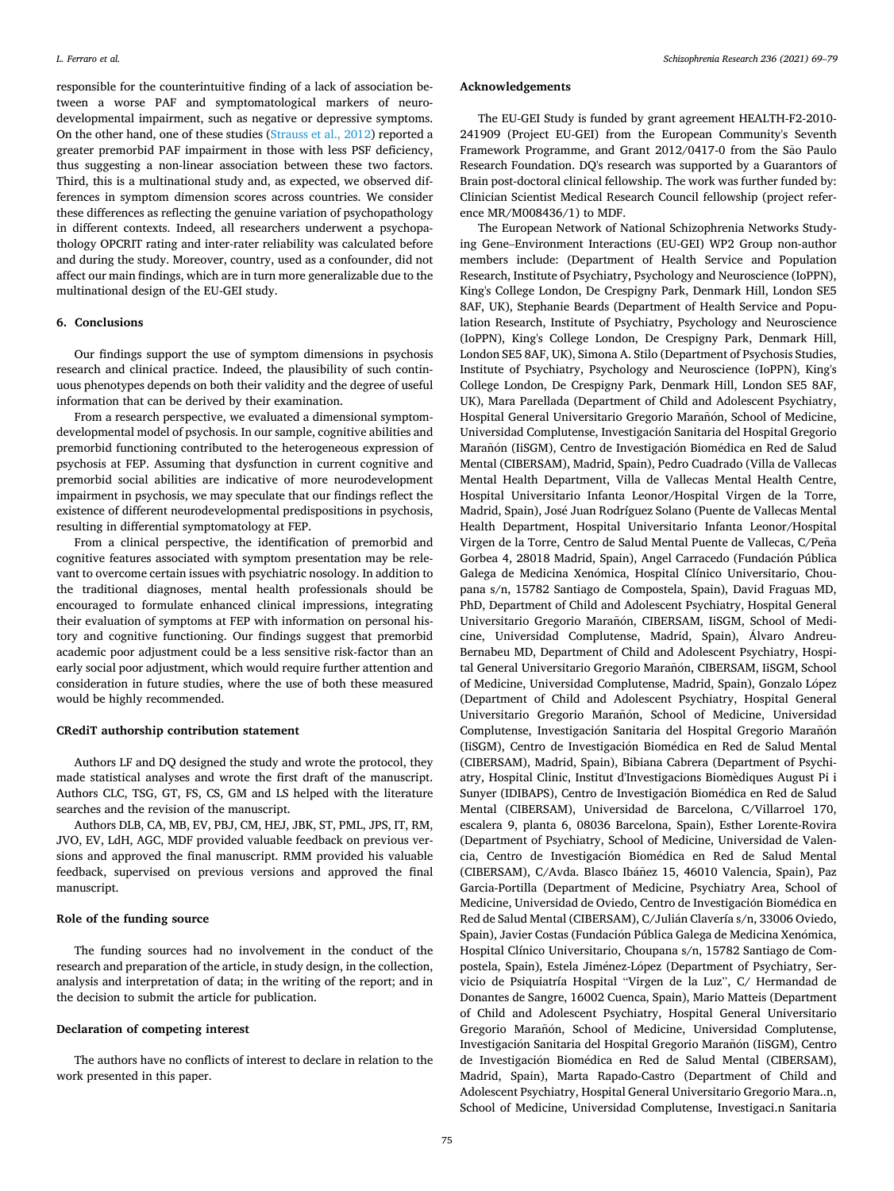responsible for the counterintuitive finding of a lack of association between a worse PAF and symptomatological markers of neurodevelopmental impairment, such as negative or depressive symptoms. On the other hand, one of these studies (Strauss et al., 2012) reported a greater premorbid PAF impairment in those with less PSF deficiency, thus suggesting a non-linear association between these two factors. Third, this is a multinational study and, as expected, we observed differences in symptom dimension scores across countries. We consider these differences as reflecting the genuine variation of psychopathology in different contexts. Indeed, all researchers underwent a psychopathology OPCRIT rating and inter-rater reliability was calculated before and during the study. Moreover, country, used as a confounder, did not affect our main findings, which are in turn more generalizable due to the multinational design of the EU-GEI study.

## 6. Conclusions

Our findings support the use of symptom dimensions in psychosis research and clinical practice. Indeed, the plausibility of such continuous phenotypes depends on both their validity and the degree of useful information that can be derived by their examination.

From a research perspective, we evaluated a dimensional symptom-developmental model of psychosis. In our sample, cognitive abilities and premorbid functioning contributed to the heterogeneous expression of psychosis at FEP. Assuming that dysfunction in current cognitive and premorbid social abilities are indicative of more neurodevelopment impairment in psychosis, we may speculate that our findings reflect the existence of different neurodevelopmental predispositions in psychosis, resulting in differential symptomatology at FEP.

From a clinical perspective, the identification of premorbid and cognitive features associated with symptom presentation may be relevant to overcome certain issues with psychiatric nosology. In addition to the traditional diagnoses, mental health professionals should be encouraged to formulate enhanced clinical impressions, integrating their evaluation of symptoms at FEP with information on personal history and cognitive functioning. Our findings suggest that premorbid academic poor adjustment could be a less sensitive risk-factor than an early social poor adjustment, which would require further attention and consideration in future studies, where the use of both these measured would be highly recommended.

### CRediT authorship contribution statement

Authors LF and DQ designed the study and wrote the protocol, they made statistical analyses and wrote the first draft of the manuscript. Authors CLC, TSG, GT, FS, CS, GM and LS helped with the literature searches and the revision of the manuscript.

Authors DLB, CA, MB, EV, PBJ, CM, HEJ, JBK, ST, PML, JPS, IT, RM, JVO, EV, LdH, AGC, MDF provided valuable feedback on previous versions and approved the final manuscript. RMM provided his valuable feedback, supervised on previous versions and approved the final manuscript.

### Role of the funding source

The funding sources had no involvement in the conduct of the research and preparation of the article, in study design, in the collection, analysis and interpretation of data; in the writing of the report; and in the decision to submit the article for publication.

### Declaration of competing interest

The authors have no conflicts of interest to declare in relation to the work presented in this paper.

### Acknowledgements

The EU-GEI Study is funded by grant agreement HEALTH-F2-2010-241909 (Project EU-GEI) from the European Community's Seventh Framework Programme, and Grant 2012/0417-0 from the São Paulo Research Foundation. DQ's research was supported by a Guarantors of Brain post-doctoral clinical fellowship. The work was further funded by: Clinician Scientist Medical Research Council fellowship (project reference MR/M008436/1) to MDF.

The European Network of National Schizophrenia Networks Studying Gene–Environment Interactions (EU-GEI) WP2 Group non-author members include: (Department of Health Service and Population Research, Institute of Psychiatry, Psychology and Neuroscience (IoPPN), King's College London, De Crespigny Park, Denmark Hill, London SE5 8AF, UK), Stephanie Beards (Department of Health Service and Population Research, Institute of Psychiatry, Psychology and Neuroscience (IoPPN), King's College London, De Crespigny Park, Denmark Hill, London SE5 8AF, UK), Simona A. Stilo (Department of Psychosis Studies, Institute of Psychiatry, Psychology and Neuroscience (IoPPN), King's College London, De Crespigny Park, Denmark Hill, London SE5 8AF, UK), Mara Parellada (Department of Child and Adolescent Psychiatry, Hospital General Universitario Gregorio Marañón, School of Medicine, Universidad Complutense, Investigación Sanitaria del Hospital Gregorio Marañón (IiSGM), Centro de Investigación Biomédica en Red de Salud Mental (CIBERSAM), Madrid, Spain), Pedro Cuadrado (Villa de Vallecas Mental Health Department, Villa de Vallecas Mental Health Centre, Hospital Universitario Infanta Leonor/Hospital Virgen de la Torre, Madrid, Spain), José Juan Rodríguez Solano (Puente de Vallecas Mental Health Department, Hospital Universitario Infanta Leonor/Hospital Virgen de la Torre, Centro de Salud Mental Puente de Vallecas, C/Peña Gorbea 4, 28018 Madrid, Spain), Angel Carracedo (Fundación Pública Galega de Medicina Xenómica, Hospital Clínico Universitario, Choupana s/n, 15782 Santiago de Compostela, Spain), David Fraguas MD, PhD, Department of Child and Adolescent Psychiatry, Hospital General Universitario Gregorio Marañón, CIBERSAM, IiSGM, School of Medicine, Universidad Complutense, Madrid, Spain), Álvaro Andreu-Bernabeu MD, Department of Child and Adolescent Psychiatry, Hospital General Universitario Gregorio Marañón, CIBERSAM, IiSGM, School of Medicine, Universidad Complutense, Madrid, Spain), Gonzalo López (Department of Child and Adolescent Psychiatry, Hospital General Universitario Gregorio Marañón, School of Medicine, Universidad Complutense, Investigación Sanitaria del Hospital Gregorio Marañón (IiSGM), Centro de Investigación Biomédica en Red de Salud Mental (CIBERSAM), Madrid, Spain), Bibiana Cabrera (Department of Psychiatry, Hospital Clinic, Institut d'Investigacions Biomèdiques August Pi i Sunyer (IDIBAPS), Centro de Investigación Biomédica en Red de Salud Mental (CIBERSAM), Universidad de Barcelona, C/Villarroel 170, escalera 9, planta 6, 08036 Barcelona, Spain), Esther Lorente-Rovira (Department of Psychiatry, School of Medicine, Universidad de Valencia, Centro de Investigación Biomédica en Red de Salud Mental (CIBERSAM), C/Avda. Blasco Ibáñez 15, 46010 Valencia, Spain), Paz Garcia-Portilla (Department of Medicine, Psychiatry Area, School of Medicine, Universidad de Oviedo, Centro de Investigación Biomédica en Red de Salud Mental (CIBERSAM), C/Julián Clavería s/n, 33006 Oviedo, Spain), Javier Costas (Fundación Pública Galega de Medicina Xenómica, Hospital Clínico Universitario, Choupana s/n, 15782 Santiago de Compostela, Spain), Estela Jiménez-López (Department of Psychiatry, Servicio de Psiquiatría Hospital "Virgen de la Luz", C/ Hermandad de Donantes de Sangre, 16002 Cuenca, Spain), Mario Matteis (Department of Child and Adolescent Psychiatry, Hospital General Universitario Gregorio Marañón, School of Medicine, Universidad Complutense, Investigación Sanitaria del Hospital Gregorio Marañón (IiSGM), Centro de Investigación Biomédica en Red de Salud Mental (CIBERSAM), Madrid, Spain), Marta Rapado-Castro (Department of Child and Adolescent Psychiatry, Hospital General Universitario Gregorio Mara..n, School of Medicine, Universidad Complutense, Investigaci.n Sanitaria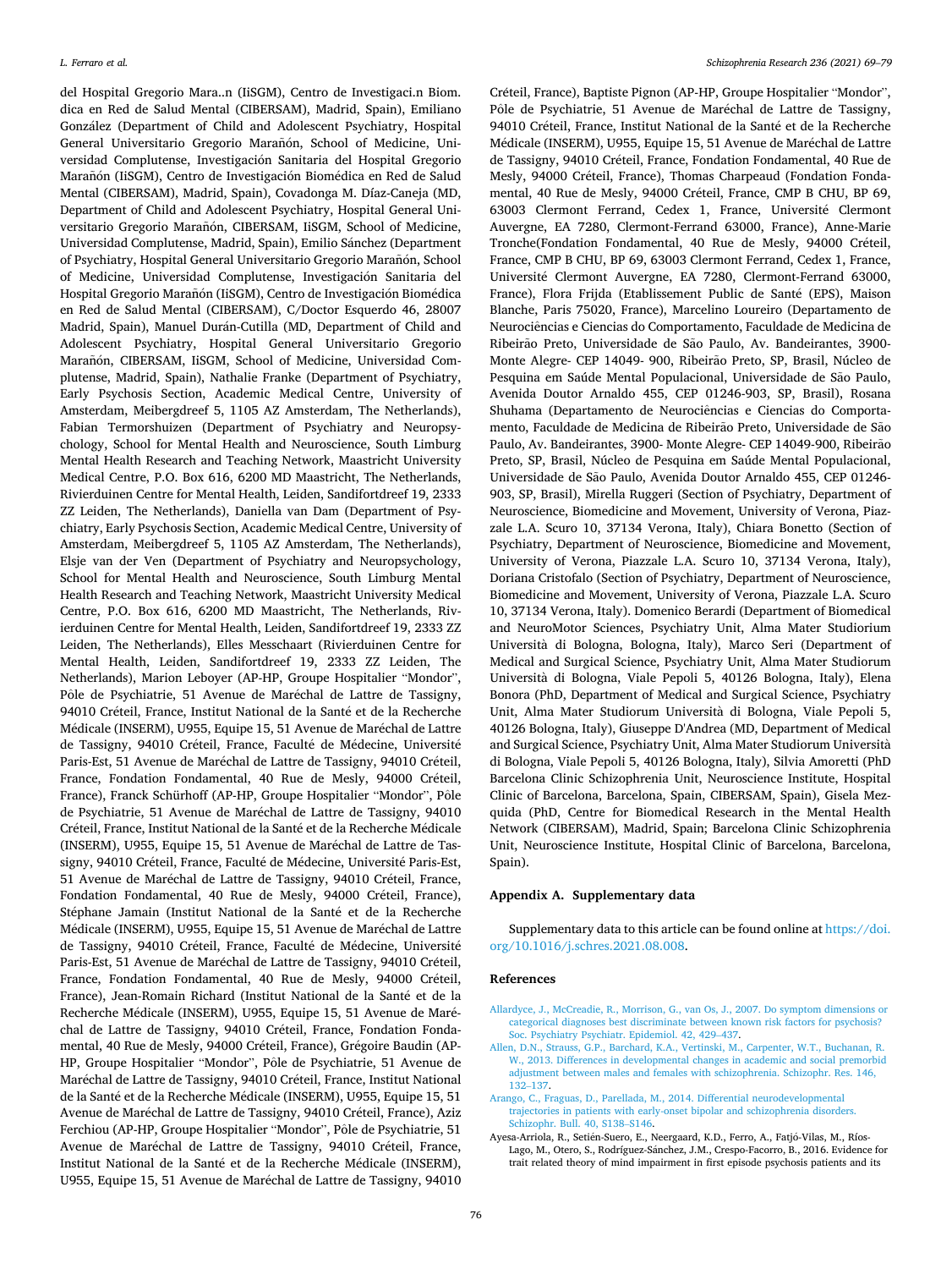del Hospital Gregorio Mara..n (IiSGM), Centro de Investigaci.n Biom. dica en Red de Salud Mental (CIBERSAM), Madrid, Spain), Emiliano González (Department of Child and Adolescent Psychiatry, Hospital General Universitario Gregorio Marañón, School of Medicine, Universidad Complutense, Investigación Sanitaria del Hospital Gregorio Marañón (IiSGM), Centro de Investigación Biomédica en Red de Salud Mental (CIBERSAM), Madrid, Spain), Covadonga M. Díaz-Caneja (MD, Department of Child and Adolescent Psychiatry, Hospital General Universitario Gregorio Marañón, CIBERSAM, IiSGM, School of Medicine, Universidad Complutense, Madrid, Spain), Emilio Sánchez (Department of Psychiatry, Hospital General Universitario Gregorio Marañón, School of Medicine, Universidad Complutense, Investigación Sanitaria del Hospital Gregorio Marañón (IiSGM), Centro de Investigación Biomédica en Red de Salud Mental (CIBERSAM), C/Doctor Esquerdo 46, 28007 Madrid, Spain), Manuel Durán-Cutilla (MD, Department of Child and Adolescent Psychiatry, Hospital General Universitario Gregorio Marañón, CIBERSAM, IiSGM, School of Medicine, Universidad Complutense, Madrid, Spain), Nathalie Franke (Department of Psychiatry, Early Psychosis Section, Academic Medical Centre, University of Amsterdam, Meibergdreef 5, 1105 AZ Amsterdam, The Netherlands), Fabian Termorshuizen (Department of Psychiatry and Neuropsychology, School for Mental Health and Neuroscience, South Limburg Mental Health Research and Teaching Network, Maastricht University Medical Centre, P.O. Box 616, 6200 MD Maastricht, The Netherlands, Rivierduinen Centre for Mental Health, Leiden, Sandifortdreef 19, 2333 ZZ Leiden, The Netherlands), Daniella van Dam (Department of Psychiatry, Early Psychosis Section, Academic Medical Centre, University of Amsterdam, Meibergdreef 5, 1105 AZ Amsterdam, The Netherlands), Elsje van der Ven (Department of Psychiatry and Neuropsychology, School for Mental Health and Neuroscience, South Limburg Mental Health Research and Teaching Network, Maastricht University Medical Centre, P.O. Box 616, 6200 MD Maastricht, The Netherlands, Rivierduinen Centre for Mental Health, Leiden, Sandifortdreef 19, 2333 ZZ Leiden, The Netherlands), Elles Messchaart (Rivierduinen Centre for Mental Health, Leiden, Sandifortdreef 19, 2333 ZZ Leiden, The Netherlands), Marion Leboyer (AP-HP, Groupe Hospitalier "Mondor", Pôle de Psychiatrie, 51 Avenue de Maréchal de Lattre de Tassigny, 94010 Créteil, France, Institut National de la Santé et de la Recherche Médicale (INSERM), U955, Equipe 15, 51 Avenue de Maréchal de Lattre de Tassigny, 94010 Créteil, France, Faculté de Médecine, Université Paris-Est, 51 Avenue de Maréchal de Lattre de Tassigny, 94010 Créteil, France, Fondation Fondamental, 40 Rue de Mesly, 94000 Créteil, France), Franck Schürhoff (AP-HP, Groupe Hospitalier "Mondor", Pôle de Psychiatrie, 51 Avenue de Maréchal de Lattre de Tassigny, 94010 Créteil, France, Institut National de la Santé et de la Recherche Médicale (INSERM), U955, Equipe 15, 51 Avenue de Maréchal de Lattre de Tassigny, 94010 Créteil, France, Faculté de Médecine, Université Paris-Est, 51 Avenue de Maréchal de Lattre de Tassigny, 94010 Créteil, France, Fondation Fondamental, 40 Rue de Mesly, 94000 Créteil, France), Stéphane Jamain (Institut National de la Santé et de la Recherche Médicale (INSERM), U955, Equipe 15, 51 Avenue de Maréchal de Lattre de Tassigny, 94010 Créteil, France, Faculté de Médecine, Université Paris-Est, 51 Avenue de Maréchal de Lattre de Tassigny, 94010 Créteil, France, Fondation Fondamental, 40 Rue de Mesly, 94000 Créteil, France), Jean-Romain Richard (Institut National de la Santé et de la Recherche Médicale (INSERM), U955, Equipe 15, 51 Avenue de Maréchal de Lattre de Tassigny, 94010 Créteil, France, Fondation Fondamental, 40 Rue de Mesly, 94000 Créteil, France), Grégoire Baudin (AP-HP, Groupe Hospitalier "Mondor", Pôle de Psychiatrie, 51 Avenue de Maréchal de Lattre de Tassigny, 94010 Créteil, France, Institut National de la Santé et de la Recherche Médicale (INSERM), U955, Equipe 15, 51 Avenue de Maréchal de Lattre de Tassigny, 94010 Créteil, France), Aziz Ferchiou (AP-HP, Groupe Hospitalier "Mondor", Pôle de Psychiatrie, 51 Avenue de Maréchal de Lattre de Tassigny, 94010 Créteil, France, Institut National de la Santé et de la Recherche Médicale (INSERM), U955, Equipe 15, 51 Avenue de Maréchal de Lattre de Tassigny, 94010 Créteil, France), Baptiste Pignon (AP-HP, Groupe Hospitalier "Mondor", Pôle de Psychiatrie, 51 Avenue de Maréchal de Lattre de Tassigny, 94010 Créteil, France, Institut National de la Santé et de la Recherche Médicale (INSERM), U955, Equipe 15, 51 Avenue de Maréchal de Lattre de Tassigny, 94010 Créteil, France, Fondation Fondamental, 40 Rue de Mesly, 94000 Créteil, France), Thomas Charpeaud (Fondation Fondamental, 40 Rue de Mesly, 94000 Créteil, France, CMP B CHU, BP 69, 63003 Clermont Ferrand, Cedex 1, France, Université Clermont Auvergne, EA 7280, Clermont-Ferrand 63000, France), Anne-Marie Tronche(Fondation Fondamental, 40 Rue de Mesly, 94000 Créteil, France, CMP B CHU, BP 69, 63003 Clermont Ferrand, Cedex 1, France, Université Clermont Auvergne, EA 7280, Clermont-Ferrand 63000, France), Flora Frijda (Etablissement Public de Santé (EPS), Maison Blanche, Paris 75020, France), Marcelino Loureiro (Departamento de Neurociências e Ciencias do Comportamento, Faculdade de Medicina de Ribeirão Preto, Universidade de São Paulo, Av. Bandeirantes, 3900- Monte Alegre- CEP 14049- 900, Ribeirão Preto, SP, Brasil, Núcleo de Pesquina em Saúde Mental Populacional, Universidade de São Paulo, Avenida Doutor Arnaldo 455, CEP 01246-903, SP, Brasil), Rosana Shuhama (Departamento de Neurociências e Ciencias do Comportamento, Faculdade de Medicina de Ribeirão Preto, Universidade de São Paulo, Av. Bandeirantes, 3900- Monte Alegre- CEP 14049-900, Ribeirão Preto, SP, Brasil, Núcleo de Pesquina em Saúde Mental Populacional, Universidade de São Paulo, Avenida Doutor Arnaldo 455, CEP 01246-903, SP, Brasil), Mirella Ruggeri (Section of Psychiatry, Department of Neuroscience, Biomedicine and Movement, University of Verona, Piazzale L.A. Scuro 10, 37134 Verona, Italy), Chiara Bonetto (Section of Psychiatry, Department of Neuroscience, Biomedicine and Movement, University of Verona, Piazzale L.A. Scuro 10, 37134 Verona, Italy), Doriana Cristofalo (Section of Psychiatry, Department of Neuroscience, Biomedicine and Movement, University of Verona, Piazzale L.A. Scuro 10, 37134 Verona, Italy). Domenico Berardi (Department of Biomedical and NeuroMotor Sciences, Psychiatry Unit, Alma Mater Studiorium Università di Bologna, Bologna, Italy), Marco Seri (Department of Medical and Surgical Science, Psychiatry Unit, Alma Mater Studiorum Università di Bologna, Viale Pepoli 5, 40126 Bologna, Italy), Elena Bonora (PhD, Department of Medical and Surgical Science, Psychiatry Unit, Alma Mater Studiorum Università di Bologna, Viale Pepoli 5, 40126 Bologna, Italy), Giuseppe D'Andrea (MD, Department of Medical and Surgical Science, Psychiatry Unit, Alma Mater Studiorum Università di Bologna, Viale Pepoli 5, 40126 Bologna, Italy), Silvia Amoretti (PhD Barcelona Clinic Schizophrenia Unit, Neuroscience Institute, Hospital Clinic of Barcelona, Barcelona, Spain, CIBERSAM, Spain), Gisela Mezquida (PhD, Centre for Biomedical Research in the Mental Health Network (CIBERSAM), Madrid, Spain; Barcelona Clinic Schizophrenia Unit, Neuroscience Institute, Hospital Clinic of Barcelona, Barcelona, Spain).

## Appendix A. Supplementary data

Supplementary data to this article can be found online at https://doi.org/10.1016/j.schres.2021.08.008.

## References

Allardyce, J., McCreadie, R., Morrison, G., van Os, J., 2007. Do symptom dimensions or categorical diagnoses best discriminate between known risk factors for psychosis? Soc. Psychiatry Psychiatr. Epidemiol. 42, 429–437.

Allen, D.N., Strauss, G.P., Barchard, K.A., Vertinski, M., Carpenter, W.T., Buchanan, R. W., 2013. Differences in developmental changes in academic and social premorbid adjustment between males and females with schizophrenia. Schizophr. Res. 146, 132–137.

Arango, C., Fraguas, D., Parellada, M., 2014. Differential neurodevelopmental trajectories in patients with early-onset bipolar and schizophrenia disorders. Schizophr. Bull. 40, S138–S146.

Ayesa-Arriola, R., Setién-Suero, E., Neergaard, K.D., Ferro, A., Fatjó-Vilas, M., Ríos-Lago, M., Otero, S., Rodríguez-Sánchez, J.M., Crespo-Facorro, B., 2016. Evidence for trait related theory of mind impairment in first episode psychosis patients and its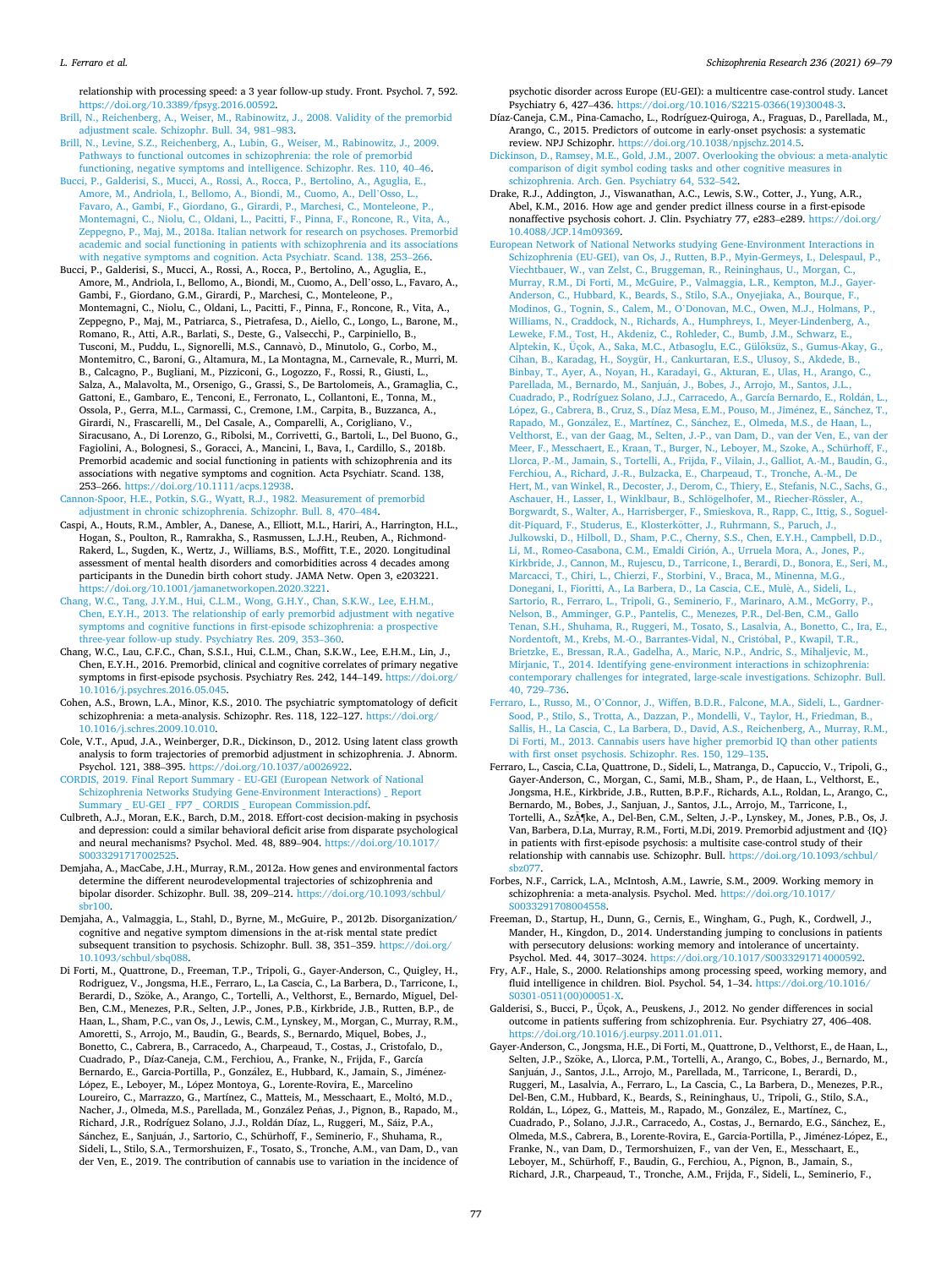relationship with processing speed: a 3 year follow-up study. Front. Psychol. 7, 592. https://doi.org/10.3389/fpsyg.2016.00592.

Brill, N., Reichenberg, A., Weiser, M., Rabinowitz, J., 2008. Validity of the premorbid adjustment scale. Schizophr. Bull. 34, 981–983.

Brill, N., Levine, S.Z., Reichenberg, A., Lubin, G., Weiser, M., Rabinowitz, J., 2009. Pathways to functional outcomes in schizophrenia: the role of premorbid functioning, negative symptoms and intelligence. Schizophr. Res. 110, 40–46.

Bucci, P., Galderisi, S., Mucci, A., Rossi, A., Rocca, P., Bertolino, A., Aguglia, E., Amore, M., Andriola, I., Bellomo, A., Biondi, M., Cuomo, A., Dell'Osso, L., Favaro, A., Gambi, F., Giordano, G., Girardi, P., Marchesi, C., Monteleone, P., Montemagni, C., Niolu, C., Oldani, L., Pacitti, F., Pinna, F., Roncone, R., Vita, A., Zeppegno, P., Maj, M., 2018a. Italian network for research on psychoses. Premorbid academic and social functioning in patients with schizophrenia and its associations with negative symptoms and cognition. Acta Psychiatr. Scand. 138, 253–266.

Bucci, P., Galderisi, S., Mucci, A., Rossi, A., Rocca, P., Bertolino, A., Aguglia, E., Amore, M., Andriola, I., Bellomo, A., Biondi, M., Cuomo, A., Dell'osso, L., Favaro, A., Gambi, F., Giordano, G.M., Girardi, P., Marchesi, C., Monteleone, P., Montemagni, C., Niolu, C., Oldani, L., Pacitti, F., Pinna, F., Roncone, R., Vita, A., Zeppegno, P., Maj, M., Patriarca, S., Pietrafesa, D., Aiello, C., Longo, L., Barone, M., Romano, R., Atti, A.R., Barlati, S., Deste, G., Valsecchi, P., Carpiniello, B., Tusconi, M., Puddu, L., Signorelli, M.S., Cannavò, D., Minutolo, G., Corbo, M., Montemitro, C., Baroni, G., Altamura, M., La Montagna, M., Carnevale, R., Murri, M. B., Calcagno, P., Bugliani, M., Pizziconi, G., Logozzo, F., Rossi, R., Giusti, L., Salza, A., Malavolta, M., Orsenigo, G., Grassi, S., De Bartolomeis, A., Gramaglia, C., Gattoni, E., Gambaro, E., Tenconi, E., Ferronato, L., Collantoni, E., Tonna, M., Ossola, P., Gerra, M.L., Carmassi, C., Cremone, I.M., Carpita, B., Buzzanca, A., Girardi, N., Frascarelli, M., Del Casale, A., Comparelli, A., Corigliano, V., Siracusano, A., Di Lorenzo, G., Ribolsi, M., Corrivetti, G., Bartoli, L., Del Buono, G., Fagiolini, A., Bolognesi, S., Goracci, A., Mancini, I., Bava, I., Cardillo, S., 2018b. Premorbid academic and social functioning in patients with schizophrenia and its associations with negative symptoms and cognition. Acta Psychiatr. Scand. 138, 253–266. https://doi.org/10.1111/acps.12938.

Cannon-Spoor, H.E., Potkin, S.G., Wyatt, R.J., 1982. Measurement of premorbid adjustment in chronic schizophrenia. Schizophr. Bull. 8, 470–484.

Caspi, A., Houts, R.M., Ambler, A., Danese, A., Elliott, M.L., Hariri, A., Harrington, H.L., Hogan, S., Poulton, R., Ramrakha, S., Rasmussen, L.J.H., Reuben, A., Richmond-Rakerd, L., Sugden, K., Wertz, J., Williams, B.S., Moffitt, T.E., 2020. Longitudinal assessment of mental health disorders and comorbidities across 4 decades among participants in the Dunedin birth cohort study. JAMA Netw. Open 3, e203221. https://doi.org/10.1001/jamanetworkopen.2020.3221.

Chang, W.C., Tang, J.Y.M., Hui, C.L.M., Wong, G.H.Y., Chan, S.K.W., Lee, E.H.M., Chen, E.Y.H., 2013. The relationship of early premorbid adjustment with negative symptoms and cognitive functions in first-episode schizophrenia: a prospective three-year follow-up study. Psychiatry Res. 209, 353–360.

Chang, W.C., Lau, C.F.C., Chan, S.S.I., Hui, C.L.M., Chan, S.K.W., Lee, E.H.M., Lin, J., Chen, E.Y.H., 2016. Premorbid, clinical and cognitive correlates of primary negative symptoms in first-episode psychosis. Psychiatry Res. 242, 144–149. https://doi.org/10.1016/j.psychres.2016.05.045.

Cohen, A.S., Brown, L.A., Minor, K.S., 2010. The psychiatric symptomatology of deficit schizophrenia: a meta-analysis. Schizophr. Res. 118, 122–127. https://doi.org/10.1016/j.schres.2009.10.010.

Cole, V.T., Apud, J.A., Weinberger, D.R., Dickinson, D., 2012. Using latent class growth analysis to form trajectories of premorbid adjustment in schizophrenia. J. Abnorm. Psychol. 121, 388–395. https://doi.org/10.1037/a0026922.

CORDIS, 2019. Final Report Summary - EU-GEI (European Network of National Schizophrenia Networks Studying Gene-Environment Interactions) _ Report Summary _ EU-GEI _ FP7 _ CORDIS _ European Commission.pdf.

Culbreth, A.J., Moran, E.K., Barch, D.M., 2018. Effort-cost decision-making in psychosis and depression: could a similar behavioral deficit arise from disparate psychological and neural mechanisms? Psychol. Med. 48, 889–904. https://doi.org/10.1017/S0033291717002525.

Demjaha, A., MacCabe, J.H., Murray, R.M., 2012a. How genes and environmental factors determine the different neurodevelopmental trajectories of schizophrenia and bipolar disorder. Schizophr. Bull. 38, 209–214. https://doi.org/10.1093/schbul/sbr100.

Demjaha, A., Valmaggia, L., Stahl, D., Byrne, M., McGuire, P., 2012b. Disorganization/cognitive and negative symptom dimensions in the at-risk mental state predict subsequent transition to psychosis. Schizophr. Bull. 38, 351–359. https://doi.org/10.1093/schbul/sbq088.

Di Forti, M., Quattrone, D., Freeman, T.P., Tripoli, G., Gayer-Anderson, C., Quigley, H., Rodriguez, V., Jongsma, H.E., Ferraro, L., La Cascia, C., La Barbera, D., Tarricone, I., Berardi, D., Szöke, A., Arango, C., Tortelli, A., Velthorst, E., Bernardo, Miguel, Del-Ben, C.M., Menezes, P.R., Selten, J.P., Jones, P.B., Kirkbride, J.B., Rutten, B.P.F., de Haan, L., Sham, P.C., van Os, J., Lewis, C.M., Lynskey, M., Morgan, C., Murray, R.M., Amoretti, S., Arrojo, M., Baudin, G., Beards, S., Bernardo, Miquel, Bobes, J., Bonetto, C., Cabrera, B., Carracedo, A., Charpeaud, T., Costas, J., Cristofalo, D., Cuadrado, P., Díaz-Caneja, C.M., Ferchiou, A., Franke, N., Frijda, F., García Bernardo, E., Garcia-Portilla, P., González, E., Hubbard, K., Jamain, S., Jiménez-López, E., Leboyer, M., López Montoya, G., Lorente-Rovira, E., Marcelino Loureiro, C., Marrazzo, G., Martínez, C., Matteis, M., Messchaart, E., Moltó, M.D., Nacher, J., Olmeda, M.S., Parellada, M., González Peñas, J., Pignon, B., Rapado, M., Richard, J.R., Rodríguez Solano, J.J., Roldán Díaz, L., Ruggeri, M., Sáiz, P.A., Sánchez, E., Sanjuán, J., Sartorio, C., Schürhoff, F., Seminerio, F., Shuhama, R., Sideli, L., Stilo, S.A., Termorshuizen, F., Tosato, S., Tronche, A.M., van Dam, D., van der Ven, E., 2019. The contribution of cannabis use to variation in the incidence of psychotic disorder across Europe (EU-GEI): a multicentre case-control study. Lancet Psychiatry 6, 427–436. https://doi.org/10.1016/S2215-0366(19)30048-3.

Díaz-Caneja, C.M., Pina-Camacho, L., Rodríguez-Quiroga, A., Fraguas, D., Parellada, M., Arango, C., 2015. Predictors of outcome in early-onset psychosis: a systematic review. NPJ Schizophr. https://doi.org/10.1038/npjschz.2014.5.

Dickinson, D., Ramsey, M.E., Gold, J.M., 2007. Overlooking the obvious: a meta-analytic comparison of digit symbol coding tasks and other cognitive measures in schizophrenia. Arch. Gen. Psychiatry 64, 532–542.

Drake, R.J., Addington, J., Viswanathan, A.C., Lewis, S.W., Cotter, J., Yung, A.R., Abel, K.M., 2016. How age and gender predict illness course in a first-episode nonaffective psychosis cohort. J. Clin. Psychiatry 77, e283–e289. https://doi.org/10.4088/JCP.14m09369.

European Network of National Networks studying Gene-Environment Interactions in Schizophrenia (EU-GEI), van Os, J., Rutten, B.P., Myin-Germeys, I., Delespaul, P., Viechtbauer, W., van Zelst, C., Bruggeman, R., Reininghaus, U., Morgan, C., Murray, R.M., Di Forti, M., McGuire, P., Valmaggia, L.R., Kempton, M.J., Gayer-Anderson, C., Hubbard, K., Beards, S., Stilo, S.A., Onyejiaka, A., Bourque, F., Modinos, G., Tognin, S., Calem, M., O'Donovan, M.C., Owen, M.J., Holmans, P., Williams, N., Craddock, N., Richards, A., Humphreys, I., Meyer-Lindenberg, A., Leweke, F.M., Tost, H., Akdeniz, C., Rohleder, C., Bumb, J.M., Schwarz, E., Alptekin, K., Üçok, A., Saka, M.C., Atbasoglu, E.C., Gülöksüz, S., Gumus-Akay, G., Cihan, B., Karadag, H., Soygür, H., Cankurtaran, E.S., Ulusoy, S., Akdede, B., Binbay, T., Ayer, A., Noyan, H., Karadayi, G., Akturan, E., Ulas, H., Arango, C., Parellada, M., Bernardo, M., Sanjuán, J., Bobes, J., Arrojo, M., Santos, J.L., Cuadrado, P., Rodríguez Solano, J.J., Carracedo, A., García Bernardo, E., Roldán, L., López, G., Cabrera, B., Cruz, S., Díaz Mesa, E.M., Pouso, M., Jiménez, E., Sánchez, T., Rapado, M., González, E., Martínez, C., Sánchez, E., Olmeda, M.S., de Haan, L., Velthorst, E., van der Gaag, M., Selten, J.-P., van Dam, D., van der Ven, E., van der Meer, F., Messchaert, E., Kraan, T., Burger, N., Leboyer, M., Szoke, A., Schürhoff, F., Llorca, P.-M., Jamain, S., Tortelli, A., Frijda, F., Vilain, J., Galliot, A.-M., Baudin, G., Ferchiou, A., Richard, J.-R., Bulzacka, E., Charpeaud, T., Tronche, A.-M., De Hert, M., van Winkel, R., Decoster, J., Derom, C., Thiery, E., Stefanis, N.C., Sachs, G., Aschauer, H., Lasser, I., Winklbaur, B., Schlögelhofer, M., Riecher-Rössler, A., Borgwardt, S., Walter, A., Harrisberger, F., Smieskova, R., Rapp, C., Ittig, S., Soguel-dit-Piquard, F., Studerus, E., Klosterkötter, J., Ruhrmann, S., Paruch, J., Julkowski, D., Hilboll, D., Sham, P.C., Cherny, S.S., Chen, E.Y.H., Campbell, D.D., Li, M., Romeo-Casabona, C.M., Emaldi Cirión, A., Urruela Mora, A., Jones, P., Kirkbride, J., Cannon, M., Rujescu, D., Tarricone, I., Berardi, D., Bonora, E., Seri, M., Marcacci, T., Chiri, L., Chierzi, F., Storbini, V., Braca, M., Minenna, M.G., Donegani, I., Fioritti, A., La Barbera, D., La Cascia, C.E., Mulè, A., Sideli, L., Sartorio, R., Ferraro, L., Tripoli, G., Seminerio, F., Marinaro, A.M., McGorry, P., Nelson, B., Amminger, G.P., Pantelis, C., Menezes, P.R., Del-Ben, C.M., Gallo Tenan, S.H., Shuhama, R., Ruggeri, M., Tosato, S., Lasalvia, A., Bonetto, C., Ira, E., Nordentoft, M., Krebs, M.-O., Barrantes-Vidal, N., Cristóbal, P., Kwapil, T.R., Brietzke, E., Bressan, R.A., Gadelha, A., Maric, N.P., Andric, S., Mihaljevic, M., Mirjanic, T., 2014. Identifying gene-environment interactions in schizophrenia: contemporary challenges for integrated, large-scale investigations. Schizophr. Bull. 40, 729–736.

Ferraro, L., Russo, M., O'Connor, J., Wiffen, B.D.R., Falcone, M.A., Sideli, L., Gardner-Sood, P., Stilo, S., Trotta, A., Dazzan, P., Mondelli, V., Taylor, H., Friedman, B., Sallis, H., La Cascia, C., La Barbera, D., David, A.S., Reichenberg, A., Murray, R.M., Di Forti, M., 2013. Cannabis users have higher premorbid IQ than other patients with first onset psychosis. Schizophr. Res. 150, 129–135.

Ferraro, L., Cascia, C.La, Quattrone, D., Sideli, L., Matranga, D., Capuccio, V., Tripoli, G., Gayer-Anderson, C., Morgan, C., Sami, M.B., Sham, P., de Haan, L., Velthorst, E., Jongsma, H.E., Kirkbride, J.B., Rutten, B.P.F., Richards, A.L., Roldan, L., Arango, C., Bernardo, M., Bobes, J., Sanjuan, J., Santos, J.L., Arrojo, M., Tarricone, I., Tortelli, A., SzÃ¶ke, A., Del-Ben, C.M., Selten, J.-P., Lynskey, M., Jones, P.B., Os, J. Van, Barbera, D.La, Murray, R.M., Forti, M.Di, 2019. Premorbid adjustment and {IQ} in patients with first-episode psychosis: a multisite case-control study of their relationship with cannabis use. Schizophr. Bull. https://doi.org/10.1093/schbul/sbz077.

Forbes, N.F., Carrick, L.A., McIntosh, A.M., Lawrie, S.M., 2009. Working memory in schizophrenia: a meta-analysis. Psychol. Med. https://doi.org/10.1017/S0033291708004558.

Freeman, D., Startup, H., Dunn, G., Cernis, E., Wingham, G., Pugh, K., Cordwell, J., Mander, H., Kingdon, D., 2014. Understanding jumping to conclusions in patients with persecutory delusions: working memory and intolerance of uncertainty. Psychol. Med. 44, 3017–3024. https://doi.org/10.1017/S0033291714000592.

Fry, A.F., Hale, S., 2000. Relationships among processing speed, working memory, and fluid intelligence in children. Biol. Psychol. 54, 1–34. https://doi.org/10.1016/S0301-0511(00)00051-X.

Galderisi, S., Bucci, P., Üçok, A., Peuskens, J., 2012. No gender differences in social outcome in patients suffering from schizophrenia. Eur. Psychiatry 27, 406–408. https://doi.org/10.1016/j.eurpsy.2011.01.011.

Gayer-Anderson, C., Jongsma, H.E., Di Forti, M., Quattrone, D., Velthorst, E., de Haan, L., Selten, J.P., Szöke, A., Llorca, P.M., Tortelli, A., Arango, C., Bobes, J., Bernardo, M., Sanjuán, J., Santos, J.L., Arrojo, M., Parellada, M., Tarricone, I., Berardi, D., Ruggeri, M., Lasalvia, A., Ferraro, L., La Cascia, C., La Barbera, D., Menezes, P.R., Del-Ben, C.M., Hubbard, K., Beards, S., Reininghaus, U., Tripoli, G., Stilo, S.A., Roldán, L., López, G., Matteis, M., Rapado, M., González, E., Martínez, C., Cuadrado, P., Solano, J.J.R., Carracedo, A., Costas, J., Bernardo, E.G., Sánchez, E., Olmeda, M.S., Cabrera, B., Lorente-Rovira, E., Garcia-Portilla, P., Jiménez-López, E., Franke, N., van Dam, D., Termorshuizen, F., van der Ven, E., Messchaert, E., Leboyer, M., Schürhoff, F., Baudin, G., Ferchiou, A., Pignon, B., Jamain, S., Richard, J.R., Charpeaud, T., Tronche, A.M., Frijda, F., Sideli, L., Seminerio, F.,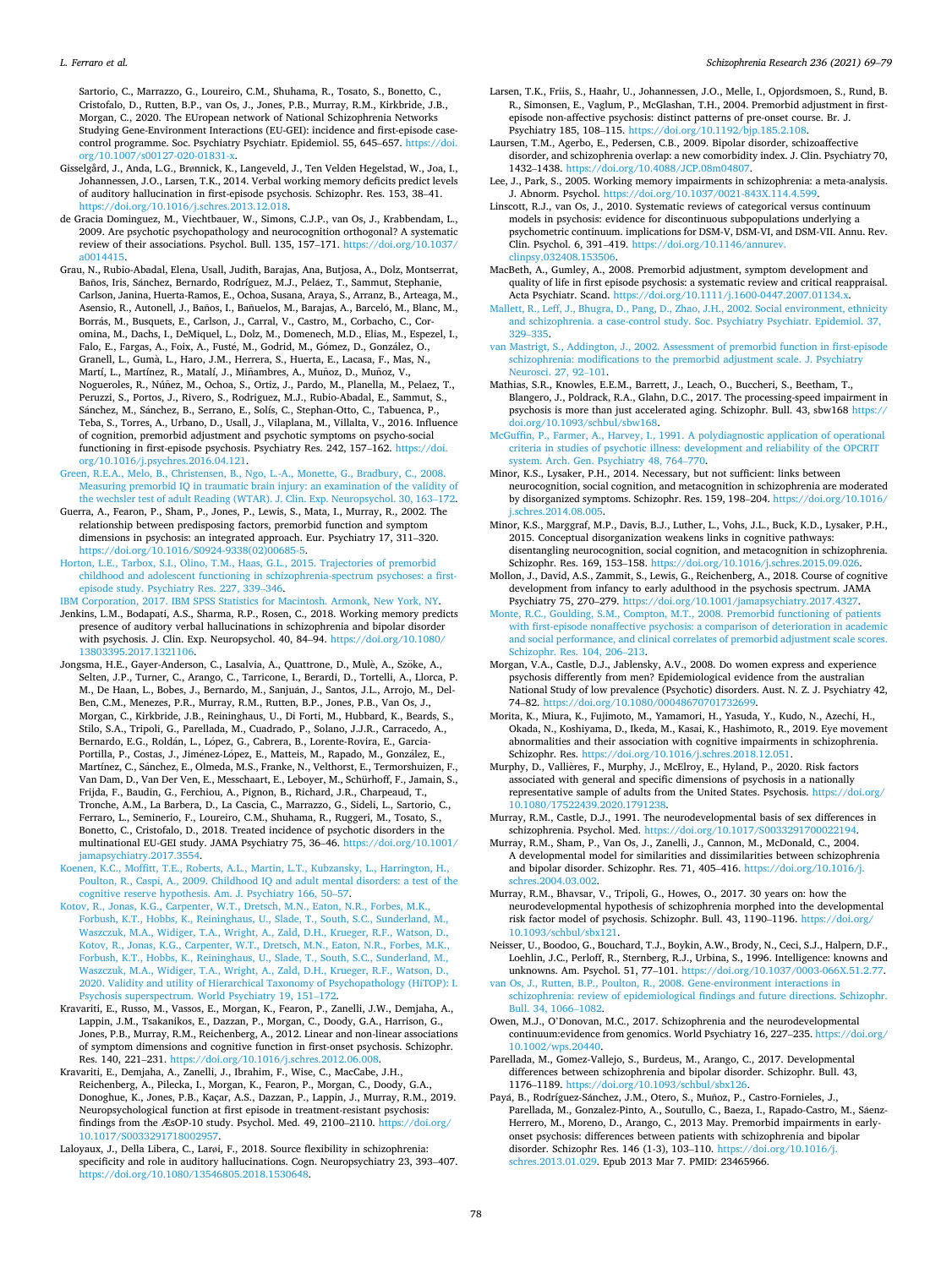Sartorio, C., Marrazzo, G., Loureiro, C.M., Shuhama, R., Tosato, S., Bonetto, C., Cristofalo, D., Rutten, B.P., van Os, J., Jones, P.B., Murray, R.M., Kirkbride, J.B., Morgan, C., 2020. The EUropean network of National Schizophrenia Networks Studying Gene-Environment Interactions (EU-GEI): incidence and first-episode case-control programme. Soc. Psychiatry Psychiatr. Epidemiol. 55, 645–657. https://doi.org/10.1007/s00127-020-01831-x.

Gisselgård, J., Anda, L.G., Brønnick, K., Langeveld, J., Ten Velden Hegelstad, W., Joa, I., Johannessen, J.O., Larsen, T.K., 2014. Verbal working memory deficits predict levels of auditory hallucination in first-episode psychosis. Schizophr. Res. 153, 38–41. https://doi.org/10.1016/j.schres.2013.12.018.

de Gracia Dominguez, M., Viechtbauer, W., Simons, C.J.P., van Os, J., Krabbendam, L., 2009. Are psychotic psychopathology and neurocognition orthogonal? A systematic review of their associations. Psychol. Bull. 135, 157–171. https://doi.org/10.1037/a0014415.

Grau, N., Rubio-Abadal, Elena, Usall, Judith, Barajas, Ana, Butjosa, A., Dolz, Montserrat, Baños, Iris, Sánchez, Bernardo, Rodríguez, M.J., Peláez, T., Sammut, Stephanie, Carlson, Janina, Huerta-Ramos, E., Ochoa, Susana, Araya, S., Arranz, B., Arteaga, M., Asensio, R., Autonell, J., Baños, I., Bañuelos, M., Barajas, A., Barceló, M., Blanc, M., Borrás, M., Busquets, E., Carlson, J., Carral, V., Castro, M., Corbacho, C., Coromina, M., Dachs, I., DeMiquel, L., Dolz, M., Domenech, M.D., Elias, M., Espezel, I., Falo, E., Fargas, A., Foix, A., Fusté, M., Godrid, M., Gómez, D., González, O., Granell, L., Gumà, L., Haro, J.M., Herrera, S., Huerta, E., Lacasa, F., Mas, N., Martí, L., Martínez, R., Matalí, J., Miñambres, A., Muñoz, D., Muñoz, V., Nogueroles, R., Núñez, M., Ochoa, S., Ortiz, J., Pardo, M., Planella, M., Pelaez, T., Peruzzi, S., Portos, J., Rivero, S., Rodriguez, M.J., Rubio-Abadal, E., Sammut, S., Sánchez, M., Sánchez, B., Serrano, E., Solís, C., Stephan-Otto, C., Tabuenca, P., Teba, S., Torres, A., Urbano, D., Usall, J., Vilaplana, M., Villalta, V., 2016. Influence of cognition, premorbid adjustment and psychotic symptoms on psycho-social functioning in first-episode psychosis. Psychiatry Res. 242, 157–162. https://doi.org/10.1016/j.psychres.2016.04.121.

Green, R.E.A., Melo, B., Christensen, B., Ngo, L.-A., Monette, G., Bradbury, C., 2008. Measuring premorbid IQ in traumatic brain injury: an examination of the validity of the wechsler test of adult Reading (WTAR). J. Clin. Exp. Neuropsychol. 30, 163–172.

Guerra, A., Fearon, P., Sham, P., Jones, P., Lewis, S., Mata, I., Murray, R., 2002. The relationship between predisposing factors, premorbid function and symptom dimensions in psychosis: an integrated approach. Eur. Psychiatry 17, 311–320. https://doi.org/10.1016/S0924-9338(02)00685-5.

Horton, L.E., Tarbox, S.I., Olino, T.M., Haas, G.L., 2015. Trajectories of premorbid childhood and adolescent functioning in schizophrenia-spectrum psychoses: a first-episode study. Psychiatry Res. 227, 339–346.

IBM Corporation, 2017. IBM SPSS Statistics for Macintosh. Armonk, New York, NY.

Jenkins, L.M., Bodapati, A.S., Sharma, R.P., Rosen, C., 2018. Working memory predicts presence of auditory verbal hallucinations in schizophrenia and bipolar disorder with psychosis. J. Clin. Exp. Neuropsychol. 40, 84–94. https://doi.org/10.1080/13803395.2017.1321106.

Jongsma, H.E., Gayer-Anderson, C., Lasalvia, A., Quattrone, D., Mulè, A., Szöke, A., Selten, J.P., Turner, C., Arango, C., Tarricone, I., Berardi, D., Tortelli, A., Llorca, P. M., De Haan, L., Bobes, J., Bernardo, M., Sanjuán, J., Santos, J.L., Arrojo, M., Del-Ben, C.M., Menezes, P.R., Murray, R.M., Rutten, B.P., Jones, P.B., Van Os, J., Morgan, C., Kirkbride, J.B., Reininghaus, U., Di Forti, M., Hubbard, K., Beards, S., Stilo, S.A., Tripoli, G., Parellada, M., Cuadrado, P., Solano, J.J.R., Carracedo, A., Bernardo, E.G., Roldán, L., López, G., Cabrera, B., Lorente-Rovira, E., Garcia-Portilla, P., Costas, J., Jiménez-López, E., Matteis, M., Rapado, M., González, E., Martínez, C., Sánchez, E., Olmeda, M.S., Franke, N., Velthorst, E., Termorshuizen, F., Van Dam, D., Van Der Ven, E., Messchaart, E., Leboyer, M., Schürhoff, F., Jamain, S., Frijda, F., Baudin, G., Ferchiou, A., Pignon, B., Richard, J.R., Charpeaud, T., Tronche, A.M., La Barbera, D., La Cascia, C., Marrazzo, G., Sideli, L., Sartorio, C., Ferraro, L., Seminerio, F., Loureiro, C.M., Shuhama, R., Ruggeri, M., Tosato, S., Bonetto, C., Cristofalo, D., 2018. Treated incidence of psychotic disorders in the multinational EU-GEI study. JAMA Psychiatry 75, 36–46. https://doi.org/10.1001/jamapsychiatry.2017.3554.

Koenen, K.C., Moffitt, T.E., Roberts, A.L., Martin, L.T., Kubzansky, L., Harrington, H., Poulton, R., Caspi, A., 2009. Childhood IQ and adult mental disorders: a test of the cognitive reserve hypothesis. Am. J. Psychiatry 166, 50–57.

Kotov, R., Jonas, K.G., Carpenter, W.T., Dretsch, M.N., Eaton, N.R., Forbes, M.K., Forbush, K.T., Hobbs, K., Reininghaus, U., Slade, T., South, S.C., Sunderland, M., Waszczuk, M.A., Widiger, T.A., Wright, A., Zald, D.H., Krueger, R.F., Watson, D., Kotov, R., Jonas, K.G., Carpenter, W.T., Dretsch, M.N., Eaton, N.R., Forbes, M.K., Forbush, K.T., Hobbs, K., Reininghaus, U., Slade, T., South, S.C., Sunderland, M., Waszczuk, M.A., Widiger, T.A., Wright, A., Zald, D.H., Krueger, R.F., Watson, D., 2020. Validity and utility of Hierarchical Taxonomy of Psychopathology (HiTOP): I. Psychosis superspectrum. World Psychiatry 19, 151–172.

Kravariti, E., Russo, M., Vassos, E., Morgan, K., Fearon, P., Zanelli, J.W., Demjaha, A., Lappin, J.M., Tsakanikos, E., Dazzan, P., Morgan, C., Doody, G.A., Harrison, G., Jones, P.B., Murray, R.M., Reichenberg, A., 2012. Linear and non-linear associations of symptom dimensions and cognitive function in first-onset psychosis. Schizophr. Res. 140, 221–231. https://doi.org/10.1016/j.schres.2012.06.008.

Kravariti, E., Demjaha, A., Zanelli, J., Ibrahim, F., Wise, C., MacCabe, J.H., Reichenberg, A., Pilecka, I., Morgan, K., Fearon, P., Morgan, C., Doody, G.A., Donoghue, K., Jones, P.B., Kaçar, A.S., Dazzan, P., Lappin, J., Murray, R.M., 2019. Neuropsychological function at first episode in treatment-resistant psychosis: findings from the ÆsOP-10 study. Psychol. Med. 49, 2100–2110. https://doi.org/10.1017/S0033291718002957.

Laloyaux, J., Della Libera, C., Larøi, F., 2018. Source flexibility in schizophrenia: specificity and role in auditory hallucinations. Cogn. Neuropsychiatry 23, 393–407. https://doi.org/10.1080/13546805.2018.1530648.

Larsen, T.K., Friis, S., Haahr, U., Johannessen, J.O., Melle, I., Opjordsmoen, S., Rund, B. R., Simonsen, E., Vaglum, P., McGlashan, T.H., 2004. Premorbid adjustment in first-episode non-affective psychosis: distinct patterns of pre-onset course. Br. J. Psychiatry 185, 108–115. https://doi.org/10.1192/bjp.185.2.108.

Laursen, T.M., Agerbo, E., Pedersen, C.B., 2009. Bipolar disorder, schizoaffective disorder, and schizophrenia overlap: a new comorbidity index. J. Clin. Psychiatry 70, 1432–1438. https://doi.org/10.4088/JCP.08m04807.

Lee, J., Park, S., 2005. Working memory impairments in schizophrenia: a meta-analysis. J. Abnorm. Psychol. https://doi.org/10.1037/0021-843X.114.4.599.

Linscott, R.J., van Os, J., 2010. Systematic reviews of categorical versus continuum models in psychosis: evidence for discontinuous subpopulations underlying a psychometric continuum. implications for DSM-V, DSM-VI, and DSM-VII. Annu. Rev. Clin. Psychol. 6, 391–419. https://doi.org/10.1146/annurev.clinpsy.032408.153506.

MacBeth, A., Gumley, A., 2008. Premorbid adjustment, symptom development and quality of life in first episode psychosis: a systematic review and critical reappraisal. Acta Psychiatr. Scand. https://doi.org/10.1111/j.1600-0447.2007.01134.x.

Mallett, R., Leff, J., Bhugra, D., Pang, D., Zhao, J.H., 2002. Social environment, ethnicity and schizophrenia. a case-control study. Soc. Psychiatry Psychiatr. Epidemiol. 37, 329–335.

van Mastrigt, S., Addington, J., 2002. Assessment of premorbid function in first-episode schizophrenia: modifications to the premorbid adjustment scale. J. Psychiatry Neurosci. 27, 92–101.

Mathias, S.R., Knowles, E.E.M., Barrett, J., Leach, O., Buccheri, S., Beetham, T., Blangero, J., Poldrack, R.A., Glahn, D.C., 2017. The processing-speed impairment in psychosis is more than just accelerated aging. Schizophr. Bull. 43, sbw168 https://doi.org/10.1093/schbul/sbw168.

McGuffin, P., Farmer, A., Harvey, I., 1991. A polydiagnostic application of operational criteria in studies of psychotic illness: development and reliability of the OPCRIT system. Arch. Gen. Psychiatry 48, 764–770.

Minor, K.S., Lysaker, P.H., 2014. Necessary, but not sufficient: links between neurocognition, social cognition, and metacognition in schizophrenia are moderated by disorganized symptoms. Schizophr. Res. 159, 198–204. https://doi.org/10.1016/j.schres.2014.08.005.

Minor, K.S., Marggraf, M.P., Davis, B.J., Luther, L., Vohs, J.L., Buck, K.D., Lysaker, P.H., 2015. Conceptual disorganization weakens links in cognitive pathways: disentangling neurocognition, social cognition, and metacognition in schizophrenia. Schizophr. Res. 169, 153–158. https://doi.org/10.1016/j.schres.2015.09.026.

Mollon, J., David, A.S., Zammit, S., Lewis, G., Reichenberg, A., 2018. Course of cognitive development from infancy to early adulthood in the psychosis spectrum. JAMA Psychiatry 75, 270–279. https://doi.org/10.1001/jamapsychiatry.2017.4327.

Monte, R.C., Goulding, S.M., Compton, M.T., 2008. Premorbid functioning of patients with first-episode nonaffective psychosis: a comparison of deterioration in academic and social performance, and clinical correlates of premorbid adjustment scale scores. Schizophr. Res. 104, 206–213.

Morgan, V.A., Castle, D.J., Jablensky, A.V., 2008. Do women express and experience psychosis differently from men? Epidemiological evidence from the australian National Study of low prevalence (Psychotic) disorders. Aust. N. Z. J. Psychiatry 42, 74–82. https://doi.org/10.1080/00048670701732699.

Morita, K., Miura, K., Fujimoto, M., Yamamori, H., Yasuda, Y., Kudo, N., Azechi, H., Okada, N., Koshiyama, D., Ikeda, M., Kasai, K., Hashimoto, R., 2019. Eye movement abnormalities and their association with cognitive impairments in schizophrenia. Schizophr. Res. https://doi.org/10.1016/j.schres.2018.12.051.

Murphy, D., Vallières, F., Murphy, J., McElroy, E., Hyland, P., 2020. Risk factors associated with general and specific dimensions of psychosis in a nationally representative sample of adults from the United States. Psychosis. https://doi.org/10.1080/17522439.2020.1791238.

Murray, R.M., Castle, D.J., 1991. The neurodevelopmental basis of sex differences in schizophrenia. Psychol. Med. https://doi.org/10.1017/S0033291700022194.

Murray, R.M., Sham, P., Van Os, J., Zanelli, J., Cannon, M., McDonald, C., 2004. A developmental model for similarities and dissimilarities between schizophrenia and bipolar disorder. Schizophr. Res. 71, 405–416. https://doi.org/10.1016/j.schres.2004.03.002.

Murray, R.M., Bhavsar, V., Tripoli, G., Howes, O., 2017. 30 years on: how the neurodevelopmental hypothesis of schizophrenia morphed into the developmental risk factor model of psychosis. Schizophr. Bull. 43, 1190–1196. https://doi.org/10.1093/schbul/sbx121.

Neisser, U., Boodoo, G., Bouchard, T.J., Boykin, A.W., Brody, N., Ceci, S.J., Halpern, D.F., Loehlin, J.C., Perloff, R., Sternberg, R.J., Urbina, S., 1996. Intelligence: knowns and unknowns. Am. Psychol. 51, 77–101. https://doi.org/10.1037/0003-066X.51.2.77.

van Os, J., Rutten, B.P., Poulton, R., 2008. Gene-environment interactions in schizophrenia: review of epidemiological findings and future directions. Schizophr. Bull. 34, 1066–1082.

Owen, M.J., O`Donovan, M.C., 2017. Schizophrenia and the neurodevelopmental continuum:evidence from genomics. World Psychiatry 16, 227–235. https://doi.org/10.1002/wps.20440.

Parellada, M., Gomez-Vallejo, S., Burdeus, M., Arango, C., 2017. Developmental differences between schizophrenia and bipolar disorder. Schizophr. Bull. 43, 1176–1189. https://doi.org/10.1093/schbul/sbx126.

Payá, B., Rodríguez-Sánchez, J.M., Otero, S., Muñoz, P., Castro-Fornieles, J., Parellada, M., Gonzalez-Pinto, A., Soutullo, C., Baeza, I., Rapado-Castro, M., Sáenz-Herrero, M., Moreno, D., Arango, C., 2013 May. Premorbid impairments in early-onset psychosis: differences between patients with schizophrenia and bipolar disorder. Schizophr Res. 146 (1-3), 103–110. https://doi.org/10.1016/j.schres.2013.01.029. Epub 2013 Mar 7. PMID: 23465966.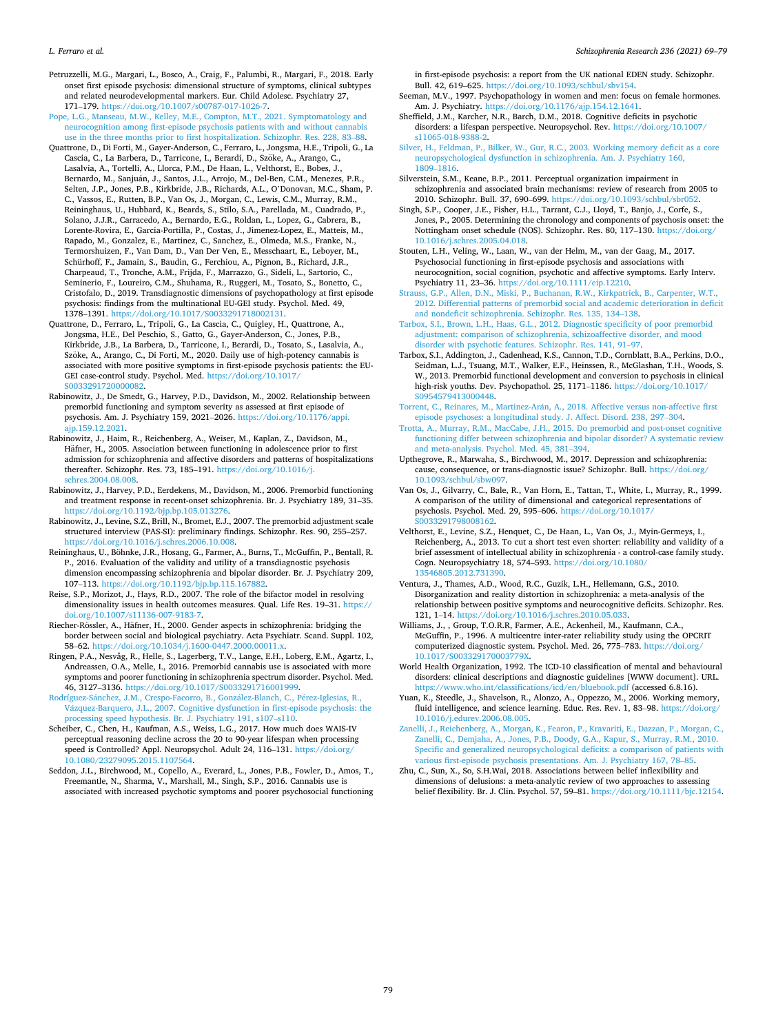Petruzzelli, M.G., Margari, L., Bosco, A., Craig, F., Palumbi, R., Margari, F., 2018. Early onset first episode psychosis: dimensional structure of symptoms, clinical subtypes and related neurodevelopmental markers. Eur. Child Adolesc. Psychiatry 27, 171–179. https://doi.org/10.1007/s00787-017-1026-7.

Pope, L.G., Manseau, M.W., Kelley, M.E., Compton, M.T., 2021. Symptomatology and neurocognition among first-episode psychosis patients with and without cannabis use in the three months prior to first hospitalization. Schizophr. Res. 228, 83–88.

Quattrone, D., Di Forti, M., Gayer-Anderson, C., Ferraro, L., Jongsma, H.E., Tripoli, G., La Cascia, C., La Barbera, D., Tarricone, I., Berardi, D., Szöke, A., Arango, C., Lasalvia, A., Tortelli, A., Llorca, P.M., De Haan, L., Velthorst, E., Bobes, J., Bernardo, M., Sanjuán, J., Santos, J.L., Arrojo, M., Del-Ben, C.M., Menezes, P.R., Selten, J.P., Jones, P.B., Kirkbride, J.B., Richards, A.L., O`Donovan, M.C., Sham, P. C., Vassos, E., Rutten, B.P., Van Os, J., Morgan, C., Lewis, C.M., Murray, R.M., Reininghaus, U., Hubbard, K., Beards, S., Stilo, S.A., Parellada, M., Cuadrado, P., Solano, J.J.R., Carracedo, A., Bernardo, E.G., Roldan, L., Lopez, G., Cabrera, B., Lorente-Rovira, E., Garcia-Portilla, P., Costas, J., Jimenez-Lopez, E., Matteis, M., Rapado, M., Gonzalez, E., Martinez, C., Sanchez, E., Olmeda, M.S., Franke, N., Termorshuizen, F., Van Dam, D., Van Der Ven, E., Messchaart, E., Leboyer, M., Schürhoff, F., Jamain, S., Baudin, G., Ferchiou, A., Pignon, B., Richard, J.R., Charpeaud, T., Tronche, A.M., Frijda, F., Marrazzo, G., Sideli, L., Sartorio, C., Seminerio, F., Loureiro, C.M., Shuhama, R., Ruggeri, M., Tosato, S., Bonetto, C., Cristofalo, D., 2019. Transdiagnostic dimensions of psychopathology at first episode psychosis: findings from the multinational EU-GEI study. Psychol. Med. 49, 1378–1391. https://doi.org/10.1017/S0033291718002131.

Quattrone, D., Ferraro, L., Tripoli, G., La Cascia, C., Quigley, H., Quattrone, A., Jongsma, H.E., Del Peschio, S., Gatto, G., Gayer-Anderson, C., Jones, P.B., Kirkbride, J.B., La Barbera, D., Tarricone, I., Berardi, D., Tosato, S., Lasalvia, A., Szöke, A., Arango, C., Di Forti, M., 2020. Daily use of high-potency cannabis is associated with more positive symptoms in first-episode psychosis patients: the EU-GEI case-control study. Psychol. Med. https://doi.org/10.1017/S0033291720000082.

Rabinowitz, J., De Smedt, G., Harvey, P.D., Davidson, M., 2002. Relationship between premorbid functioning and symptom severity as assessed at first episode of psychosis. Am. J. Psychiatry 159, 2021–2026. https://doi.org/10.1176/appi.ajp.159.12.2021.

Rabinowitz, J., Haim, R., Reichenberg, A., Weiser, M., Kaplan, Z., Davidson, M., Häfner, H., 2005. Association between functioning in adolescence prior to first admission for schizophrenia and affective disorders and patterns of hospitalizations thereafter. Schizophr. Res. 73, 185–191. https://doi.org/10.1016/j.schres.2004.08.008.

Rabinowitz, J., Harvey, P.D., Eerdekens, M., Davidson, M., 2006. Premorbid functioning and treatment response in recent-onset schizophrenia. Br. J. Psychiatry 189, 31–35. https://doi.org/10.1192/bjp.bp.105.013276.

Rabinowitz, J., Levine, S.Z., Brill, N., Bromet, E.J., 2007. The premorbid adjustment scale structured interview (PAS-SI): preliminary findings. Schizophr. Res. 90, 255–257. https://doi.org/10.1016/j.schres.2006.10.008.

Reininghaus, U., Böhnke, J.R., Hosang, G., Farmer, A., Burns, T., McGuffin, P., Bentall, R. P., 2016. Evaluation of the validity and utility of a transdiagnostic psychosis dimension encompassing schizophrenia and bipolar disorder. Br. J. Psychiatry 209, 107–113. https://doi.org/10.1192/bjp.bp.115.167882.

Reise, S.P., Morizot, J., Hays, R.D., 2007. The role of the bifactor model in resolving dimensionality issues in health outcomes measures. Qual. Life Res. 19–31. https://doi.org/10.1007/s11136-007-9183-7.

Riecher-Rössler, A., Häfner, H., 2000. Gender aspects in schizophrenia: bridging the border between social and biological psychiatry. Acta Psychiatr. Scand. Suppl. 102, 58–62. https://doi.org/10.1034/j.1600-0447.2000.00011.x.

Ringen, P.A., Nesvåg, R., Helle, S., Lagerberg, T.V., Lange, E.H., Loberg, E.M., Agartz, I., Andreassen, O.A., Melle, I., 2016. Premorbid cannabis use is associated with more symptoms and poorer functioning in schizophrenia spectrum disorder. Psychol. Med. 46, 3127–3136. https://doi.org/10.1017/S0033291716001999.

Rodríguez-Sánchez, J.M., Crespo-Facorro, B., González-Blanch, C., Pérez-Iglesias, R., Vázquez-Barquero, J.L., 2007. Cognitive dysfunction in first-episode psychosis: the processing speed hypothesis. Br. J. Psychiatry 191, s107–s110.

Scheiber, C., Chen, H., Kaufman, A.S., Weiss, L.G., 2017. How much does WAIS-IV perceptual reasoning decline across the 20 to 90-year lifespan when processing speed is Controlled? Appl. Neuropsychol. Adult 24, 116–131. https://doi.org/10.1080/23279095.2015.1107564.

Seddon, J.L., Birchwood, M., Copello, A., Everard, L., Jones, P.B., Fowler, D., Amos, T., Freemantle, N., Sharma, V., Marshall, M., Singh, S.P., 2016. Cannabis use is associated with increased psychotic symptoms and poorer psychosocial functioning in first-episode psychosis: a report from the UK national EDEN study. Schizophr. Bull. 42, 619–625. https://doi.org/10.1093/schbul/sbv154.

Seeman, M.V., 1997. Psychopathology in women and men: focus on female hormones. Am. J. Psychiatry. https://doi.org/10.1176/ajp.154.12.1641.

Sheffield, J.M., Karcher, N.R., Barch, D.M., 2018. Cognitive deficits in psychotic disorders: a lifespan perspective. Neuropsychol. Rev. https://doi.org/10.1007/s11065-018-9388-2.

Silver, H., Feldman, P., Bilker, W., Gur, R.C., 2003. Working memory deficit as a core neuropsychological dysfunction in schizophrenia. Am. J. Psychiatry 160, 1809–1816.

Silverstein, S.M., Keane, B.P., 2011. Perceptual organization impairment in schizophrenia and associated brain mechanisms: review of research from 2005 to 2010. Schizophr. Bull. 37, 690–699. https://doi.org/10.1093/schbul/sbr052.

Singh, S.P., Cooper, J.E., Fisher, H.L., Tarrant, C.J., Lloyd, T., Banjo, J., Corfe, S., Jones, P., 2005. Determining the chronology and components of psychosis onset: the Nottingham onset schedule (NOS). Schizophr. Res. 80, 117–130. https://doi.org/10.1016/j.schres.2005.04.018.

Stouten, L.H., Veling, W., Laan, W., van der Helm, M., van der Gaag, M., 2017. Psychosocial functioning in first-episode psychosis and associations with neurocognition, social cognition, psychotic and affective symptoms. Early Interv. Psychiatry 11, 23–36. https://doi.org/10.1111/eip.12210.

Strauss, G.P., Allen, D.N., Miski, P., Buchanan, R.W., Kirkpatrick, B., Carpenter, W.T., 2012. Differential patterns of premorbid social and academic deterioration in deficit and nondeficit schizophrenia. Schizophr. Res. 135, 134–138.

Tarbox, S.I., Brown, L.H., Haas, G.L., 2012. Diagnostic specificity of poor premorbid adjustment: comparison of schizophrenia, schizoaffective disorder, and mood disorder with psychotic features. Schizophr. Res. 141, 91–97.

Tarbox, S.I., Addington, J., Cadenhead, K.S., Cannon, T.D., Cornblatt, B.A., Perkins, D.O., Seidman, L.J., Tsuang, M.T., Walker, E.F., Heinssen, R., McGlashan, T.H., Woods, S. W., 2013. Premorbid functional development and conversion to psychosis in clinical high-risk youths. Dev. Psychopathol. 25, 1171–1186. https://doi.org/10.1017/S0954579413000448.

Torrent, C., Reinares, M., Martinez-Arán, A., 2018. Affective versus non-affective first episode psychoses: a longitudinal study. J. Affect. Disord. 238, 297–304.

Trotta, A., Murray, R.M., MacCabe, J.H., 2015. Do premorbid and post-onset cognitive functioning differ between schizophrenia and bipolar disorder? A systematic review and meta-analysis. Psychol. Med. 45, 381–394.

Upthegrove, R., Marwaha, S., Birchwood, M., 2017. Depression and schizophrenia: cause, consequence, or trans-diagnostic issue? Schizophr. Bull. https://doi.org/10.1093/schbul/sbw097.

Van Os, J., Gilvarry, C., Bale, R., Van Horn, E., Tattan, T., White, I., Murray, R., 1999. A comparison of the utility of dimensional and categorical representations of psychosis. Psychol. Med. 29, 595–606. https://doi.org/10.1017/S0033291798008162.

Velthorst, E., Levine, S.Z., Henquet, C., De Haan, L., Van Os, J., Myin-Germeys, I., Reichenberg, A., 2013. To cut a short test even shorter: reliability and validity of a brief assessment of intellectual ability in schizophrenia - a control-case family study. Cogn. Neuropsychiatry 18, 574–593. https://doi.org/10.1080/13546805.2012.731390.

Ventura, J., Thames, A.D., Wood, R.C., Guzik, L.H., Hellemann, G.S., 2010. Disorganization and reality distortion in schizophrenia: a meta-analysis of the relationship between positive symptoms and neurocognitive deficits. Schizophr. Res. 121, 1–14. https://doi.org/10.1016/j.schres.2010.05.033.

Williams, J., , Group, T.O.R.R, Farmer, A.E., Ackenheil, M., Kaufmann, C.A., McGuffin, P., 1996. A multicentre inter-rater reliability study using the OPCRIT computerized diagnostic system. Psychol. Med. 26, 775–783. https://doi.org/10.1017/S003329170003779X.

World Health Organization, 1992. The ICD-10 classification of mental and behavioural disorders: clinical descriptions and diagnostic guidelines [WWW document]. URL. https://www.who.int/classifications/icd/en/bluebook.pdf (accessed 6.8.16).

Yuan, K., Steedle, J., Shavelson, R., Alonzo, A., Oppezzo, M., 2006. Working memory, fluid intelligence, and science learning. Educ. Res. Rev. 1, 83–98. https://doi.org/10.1016/j.edurev.2006.08.005.

Zanelli, J., Reichenberg, A., Morgan, K., Fearon, P., Kravariti, E., Dazzan, P., Morgan, C., Zanelli, C., Demjaha, A., Jones, P.B., Doody, G.A., Kapur, S., Murray, R.M., 2010. Specific and generalized neuropsychological deficits: a comparison of patients with various first-episode psychosis presentations. Am. J. Psychiatry 167, 78–85.

Zhu, C., Sun, X., So, S.H.Wai, 2018. Associations between belief inflexibility and dimensions of delusions: a meta-analytic review of two approaches to assessing belief flexibility. Br. J. Clin. Psychol. 57, 59–81. https://doi.org/10.1111/bjc.12154.